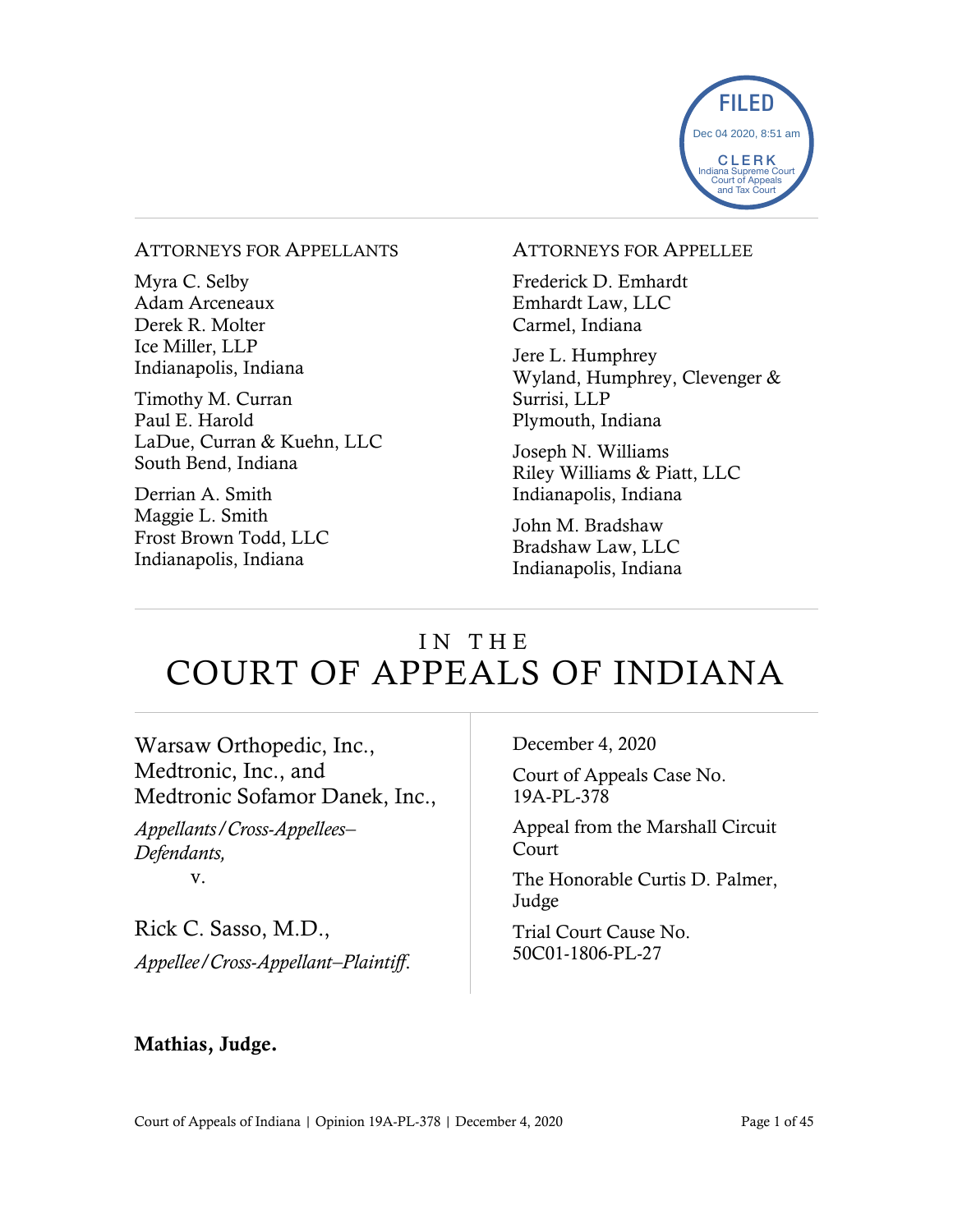FILED
Dec 04 2020, 8:51 am
CLERK
Indiana Supreme Court
Court of Appeals
and Tax Court

ATTORNEYS FOR APPELLANTS

Myra C. Selby
Adam Arceneaux
Derek R. Molter
Ice Miller, LLP
Indianapolis, Indiana

Timothy M. Curran
Paul E. Harold
LaDue, Curran & Kuehn, LLC
South Bend, Indiana

Derrian A. Smith
Maggie L. Smith
Frost Brown Todd, LLC
Indianapolis, Indiana

ATTORNEYS FOR APPELLEE

Frederick D. Emhardt
Emhardt Law, LLC
Carmel, Indiana

Jere L. Humphrey
Wyland, Humphrey, Clevenger & Surrisi, LLP
Plymouth, Indiana

Joseph N. Williams
Riley Williams & Piatt, LLC
Indianapolis, Indiana

John M. Bradshaw
Bradshaw Law, LLC
Indianapolis, Indiana

# IN THE COURT OF APPEALS OF INDIANA

Warsaw Orthopedic, Inc., Medtronic, Inc., and Medtronic Sofamor Danek, Inc.,

*Appellants/Cross-Appellees–Defendants,*

v.

Rick C. Sasso, M.D.,

*Appellee/Cross-Appellant–Plaintiff.*

December 4, 2020

Court of Appeals Case No. 19A-PL-378

Appeal from the Marshall Circuit Court

The Honorable Curtis D. Palmer, Judge

Trial Court Cause No. 50C01-1806-PL-27

**Mathias, Judge.**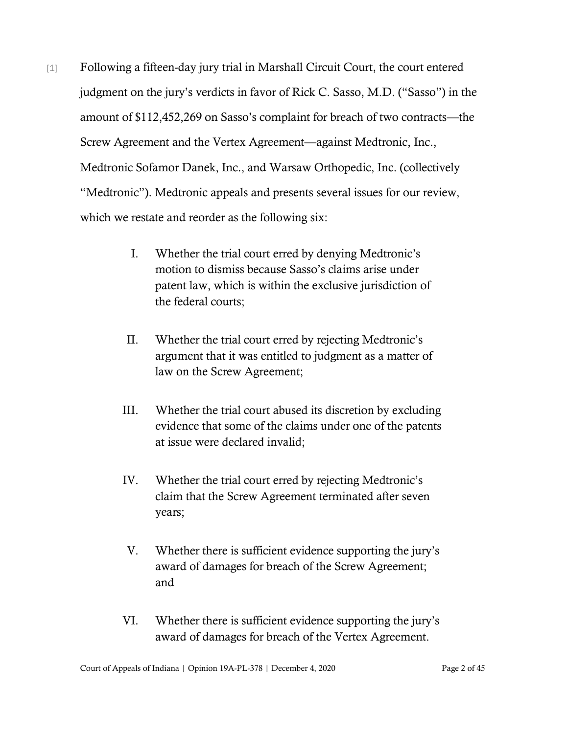[1] Following a fifteen-day jury trial in Marshall Circuit Court, the court entered judgment on the jury's verdicts in favor of Rick C. Sasso, M.D. ("Sasso") in the amount of $112,452,269 on Sasso's complaint for breach of two contracts—the Screw Agreement and the Vertex Agreement—against Medtronic, Inc., Medtronic Sofamor Danek, Inc., and Warsaw Orthopedic, Inc. (collectively "Medtronic"). Medtronic appeals and presents several issues for our review, which we restate and reorder as the following six:

> I. Whether the trial court erred by denying Medtronic's motion to dismiss because Sasso's claims arise under patent law, which is within the exclusive jurisdiction of the federal courts;
>
> II. Whether the trial court erred by rejecting Medtronic's argument that it was entitled to judgment as a matter of law on the Screw Agreement;
>
> III. Whether the trial court abused its discretion by excluding evidence that some of the claims under one of the patents at issue were declared invalid;
>
> IV. Whether the trial court erred by rejecting Medtronic's claim that the Screw Agreement terminated after seven years;
>
> V. Whether there is sufficient evidence supporting the jury's award of damages for breach of the Screw Agreement; and
>
> VI. Whether there is sufficient evidence supporting the jury's award of damages for breach of the Vertex Agreement.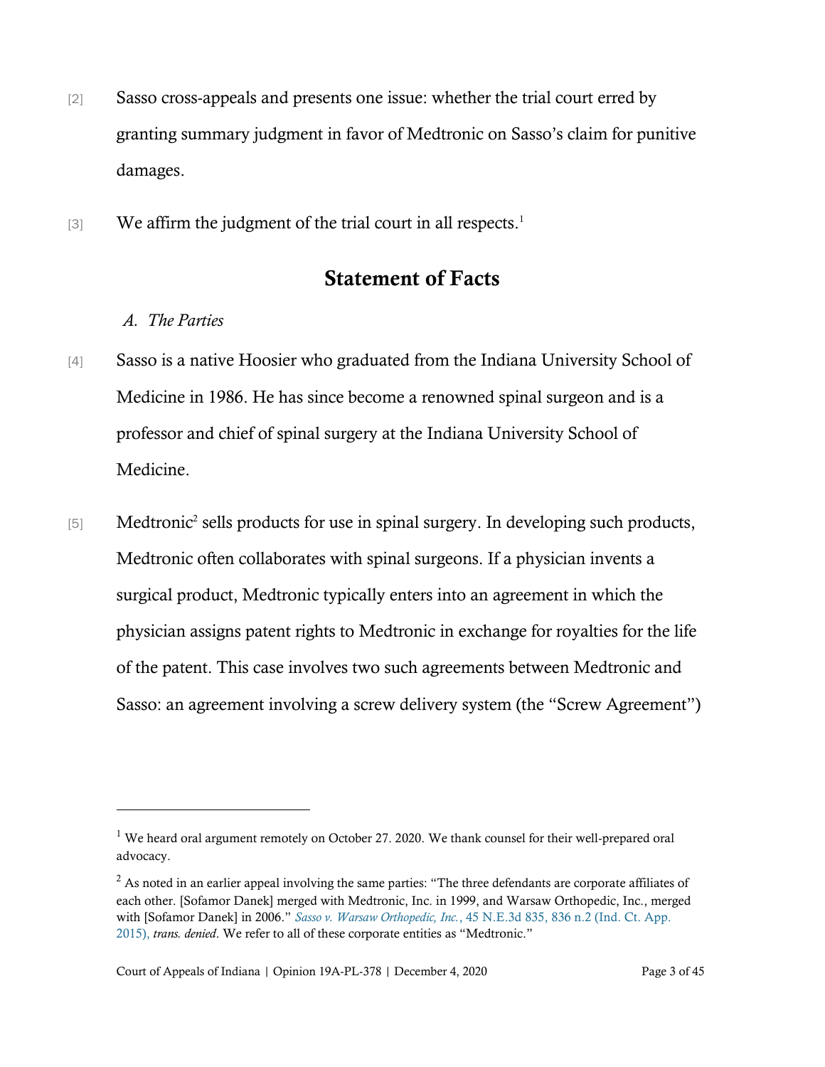[2] Sasso cross-appeals and presents one issue: whether the trial court erred by granting summary judgment in favor of Medtronic on Sasso's claim for punitive damages.

[3] We affirm the judgment of the trial court in all respects.[1]

## Statement of Facts

### *A. The Parties*

[4] Sasso is a native Hoosier who graduated from the Indiana University School of Medicine in 1986. He has since become a renowned spinal surgeon and is a professor and chief of spinal surgery at the Indiana University School of Medicine.

[5] Medtronic[2] sells products for use in spinal surgery. In developing such products, Medtronic often collaborates with spinal surgeons. If a physician invents a surgical product, Medtronic typically enters into an agreement in which the physician assigns patent rights to Medtronic in exchange for royalties for the life of the patent. This case involves two such agreements between Medtronic and Sasso: an agreement involving a screw delivery system (the "Screw Agreement")

---

[1] We heard oral argument remotely on October 27. 2020. We thank counsel for their well-prepared oral advocacy.

[2] As noted in an earlier appeal involving the same parties: "The three defendants are corporate affiliates of each other. [Sofamor Danek] merged with Medtronic, Inc. in 1999, and Warsaw Orthopedic, Inc., merged with [Sofamor Danek] in 2006." *Sasso v. Warsaw Orthopedic, Inc.*, 45 N.E.3d 835, 836 n.2 (Ind. Ct. App. 2015), *trans. denied*. We refer to all of these corporate entities as "Medtronic."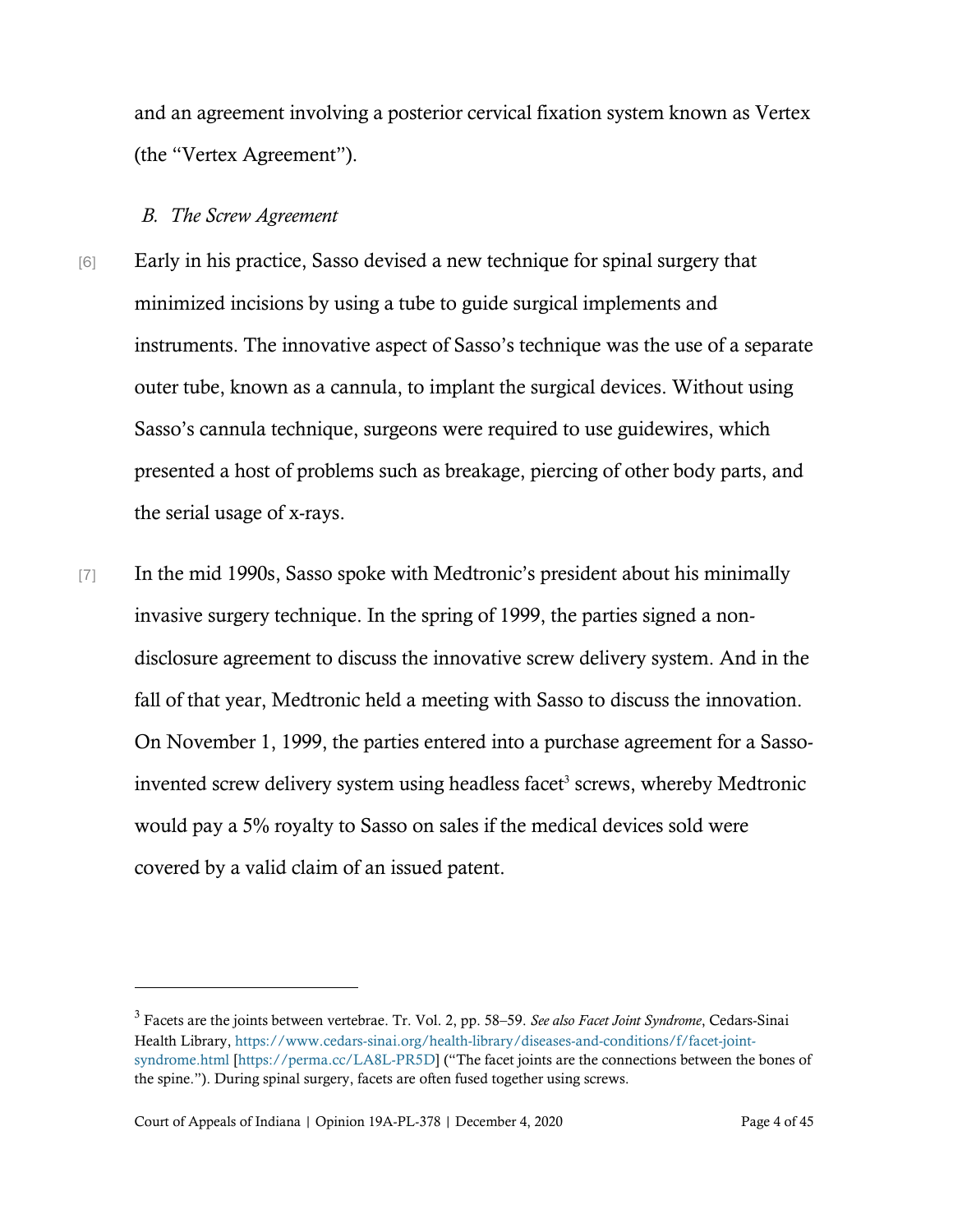and an agreement involving a posterior cervical fixation system known as Vertex (the "Vertex Agreement").

### *B. The Screw Agreement*

[6] Early in his practice, Sasso devised a new technique for spinal surgery that minimized incisions by using a tube to guide surgical implements and instruments. The innovative aspect of Sasso's technique was the use of a separate outer tube, known as a cannula, to implant the surgical devices. Without using Sasso's cannula technique, surgeons were required to use guidewires, which presented a host of problems such as breakage, piercing of other body parts, and the serial usage of x-rays.

[7] In the mid 1990s, Sasso spoke with Medtronic's president about his minimally invasive surgery technique. In the spring of 1999, the parties signed a non-disclosure agreement to discuss the innovative screw delivery system. And in the fall of that year, Medtronic held a meeting with Sasso to discuss the innovation. On November 1, 1999, the parties entered into a purchase agreement for a Sasso-invented screw delivery system using headless facet[3] screws, whereby Medtronic would pay a 5% royalty to Sasso on sales if the medical devices sold were covered by a valid claim of an issued patent.

---

[3] Facets are the joints between vertebrae. Tr. Vol. 2, pp. 58–59. *See also Facet Joint Syndrome*, Cedars-Sinai Health Library, https://www.cedars-sinai.org/health-library/diseases-and-conditions/f/facet-joint-syndrome.html [https://perma.cc/LA8L-PR5D] ("The facet joints are the connections between the bones of the spine."). During spinal surgery, facets are often fused together using screws.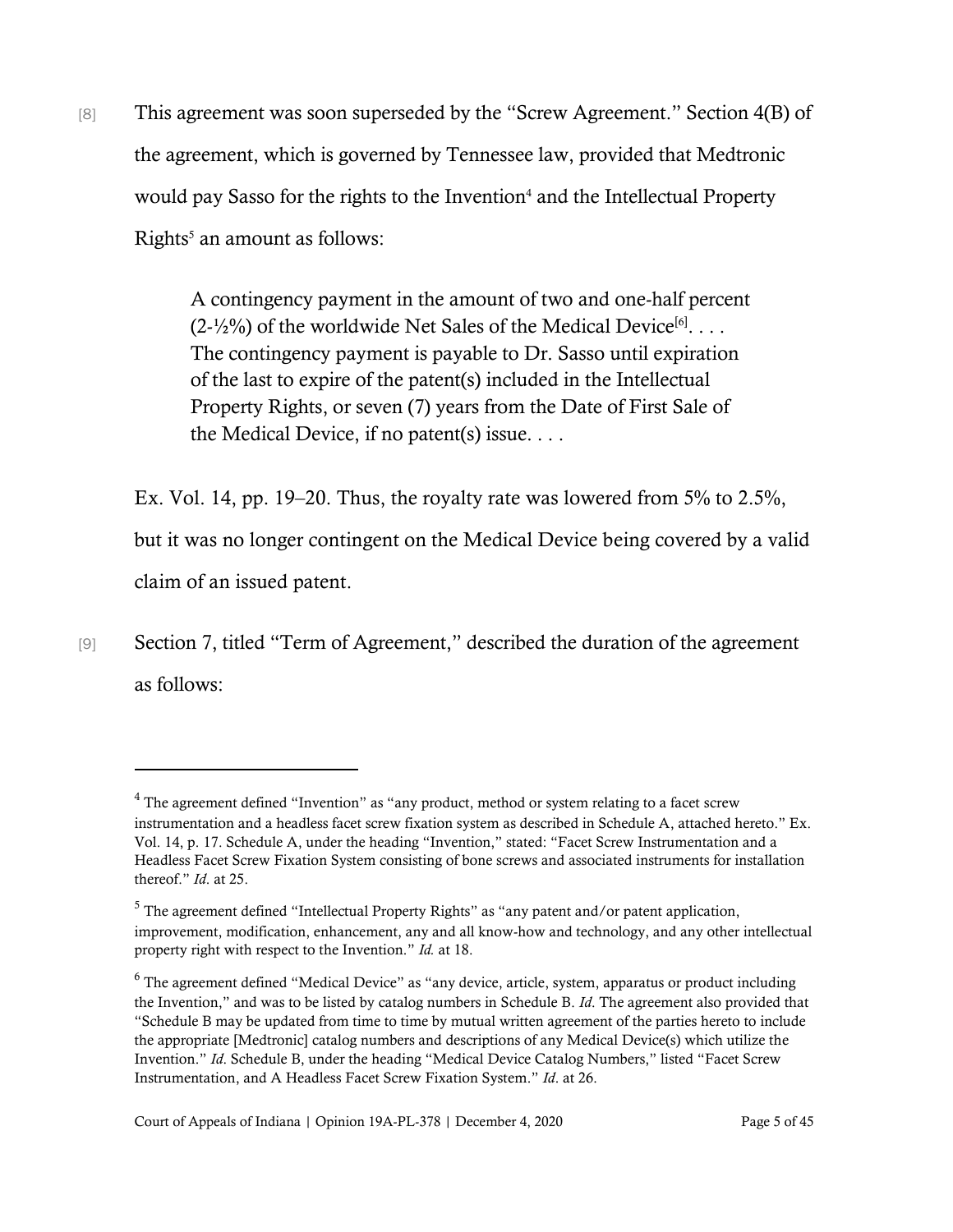[8] This agreement was soon superseded by the "Screw Agreement." Section 4(B) of the agreement, which is governed by Tennessee law, provided that Medtronic would pay Sasso for the rights to the Invention[4] and the Intellectual Property Rights[5] an amount as follows:

> A contingency payment in the amount of two and one-half percent (2-½%) of the worldwide Net Sales of the Medical Device[6]. . . . The contingency payment is payable to Dr. Sasso until expiration of the last to expire of the patent(s) included in the Intellectual Property Rights, or seven (7) years from the Date of First Sale of the Medical Device, if no patent(s) issue. . . .

Ex. Vol. 14, pp. 19–20. Thus, the royalty rate was lowered from 5% to 2.5%, but it was no longer contingent on the Medical Device being covered by a valid claim of an issued patent.

[9] Section 7, titled "Term of Agreement," described the duration of the agreement as follows:

---

[4] The agreement defined "Invention" as "any product, method or system relating to a facet screw instrumentation and a headless facet screw fixation system as described in Schedule A, attached hereto." Ex. Vol. 14, p. 17. Schedule A, under the heading "Invention," stated: "Facet Screw Instrumentation and a Headless Facet Screw Fixation System consisting of bone screws and associated instruments for installation thereof." *Id*. at 25.

[5] The agreement defined "Intellectual Property Rights" as "any patent and/or patent application, improvement, modification, enhancement, any and all know-how and technology, and any other intellectual property right with respect to the Invention." *Id.* at 18.

[6] The agreement defined "Medical Device" as "any device, article, system, apparatus or product including the Invention," and was to be listed by catalog numbers in Schedule B. *Id*. The agreement also provided that "Schedule B may be updated from time to time by mutual written agreement of the parties hereto to include the appropriate [Medtronic] catalog numbers and descriptions of any Medical Device(s) which utilize the Invention." *Id*. Schedule B, under the heading "Medical Device Catalog Numbers," listed "Facet Screw Instrumentation, and A Headless Facet Screw Fixation System." *Id*. at 26.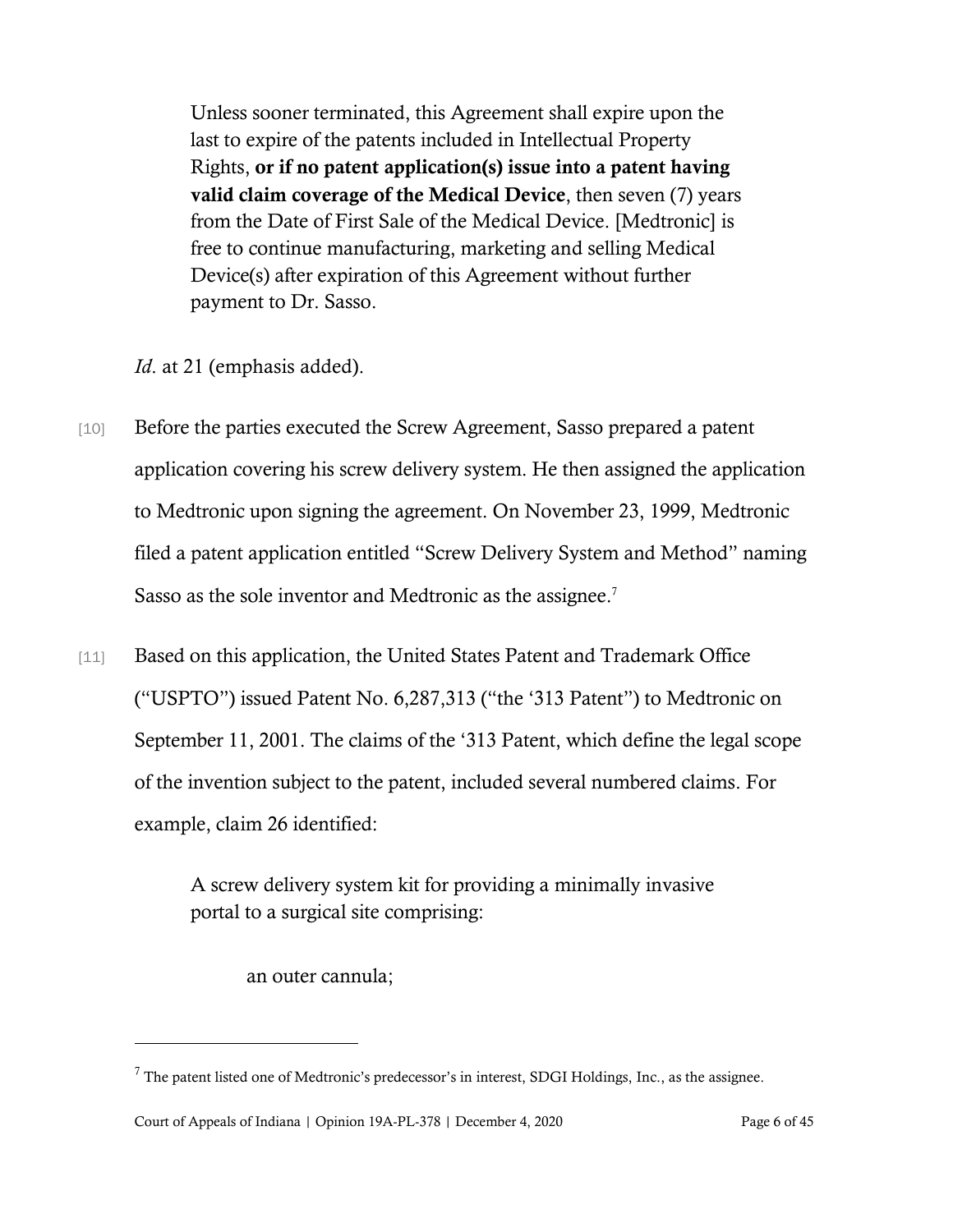> Unless sooner terminated, this Agreement shall expire upon the last to expire of the patents included in Intellectual Property Rights, **or if no patent application(s) issue into a patent having valid claim coverage of the Medical Device**, then seven (7) years from the Date of First Sale of the Medical Device. [Medtronic] is free to continue manufacturing, marketing and selling Medical Device(s) after expiration of this Agreement without further payment to Dr. Sasso.

*Id*. at 21 (emphasis added).

[10] Before the parties executed the Screw Agreement, Sasso prepared a patent application covering his screw delivery system. He then assigned the application to Medtronic upon signing the agreement. On November 23, 1999, Medtronic filed a patent application entitled "Screw Delivery System and Method" naming Sasso as the sole inventor and Medtronic as the assignee.[7]

[11] Based on this application, the United States Patent and Trademark Office ("USPTO") issued Patent No. 6,287,313 ("the '313 Patent") to Medtronic on September 11, 2001. The claims of the '313 Patent, which define the legal scope of the invention subject to the patent, included several numbered claims. For example, claim 26 identified:

> A screw delivery system kit for providing a minimally invasive portal to a surgical site comprising:
>
> > an outer cannula;

---

[7] The patent listed one of Medtronic's predecessor's in interest, SDGI Holdings, Inc., as the assignee.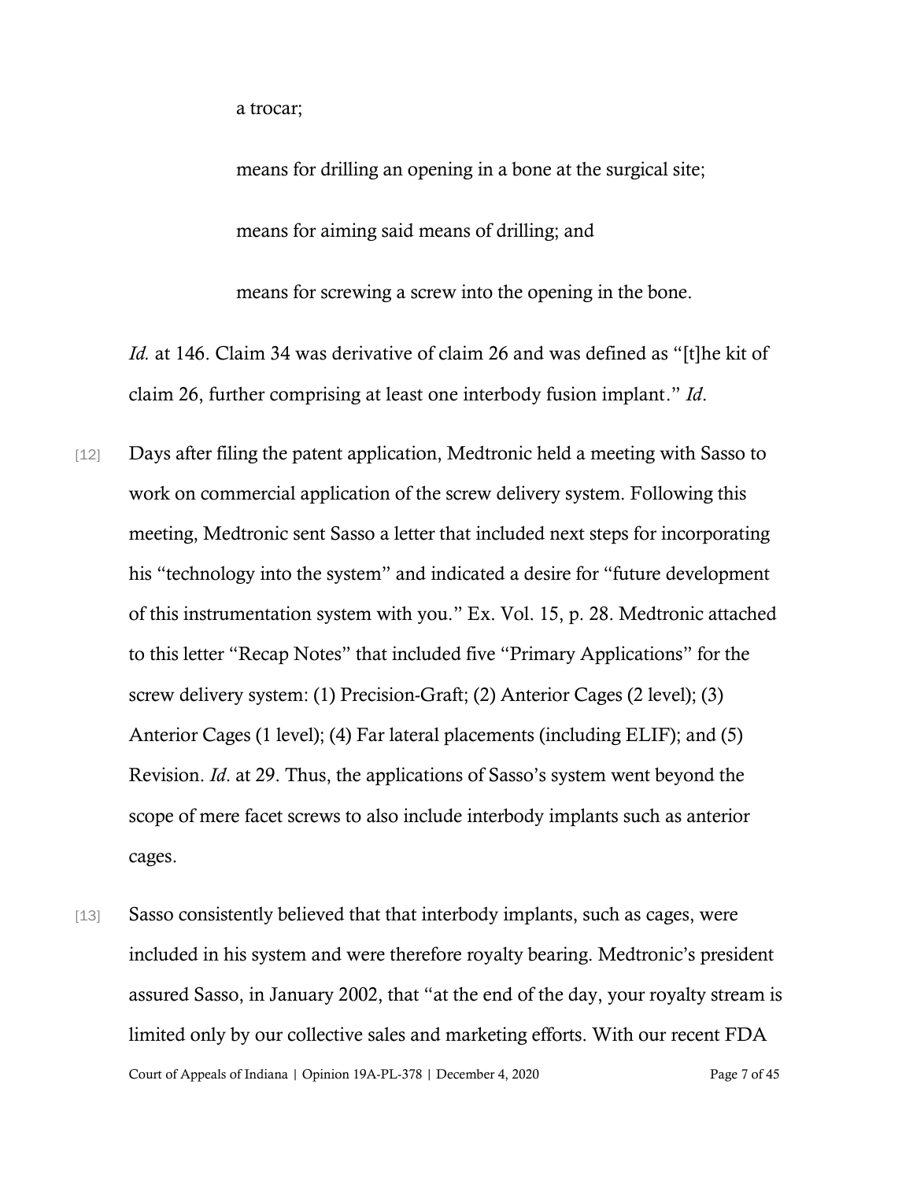a trocar;

means for drilling an opening in a bone at the surgical site;

means for aiming said means of drilling; and

means for screwing a screw into the opening in the bone.

*Id.* at 146. Claim 34 was derivative of claim 26 and was defined as "[t]he kit of claim 26, further comprising at least one interbody fusion implant." *Id*.

[12] Days after filing the patent application, Medtronic held a meeting with Sasso to work on commercial application of the screw delivery system. Following this meeting, Medtronic sent Sasso a letter that included next steps for incorporating his "technology into the system" and indicated a desire for "future development of this instrumentation system with you." Ex. Vol. 15, p. 28. Medtronic attached to this letter "Recap Notes" that included five "Primary Applications" for the screw delivery system: (1) Precision-Graft; (2) Anterior Cages (2 level); (3) Anterior Cages (1 level); (4) Far lateral placements (including ELIF); and (5) Revision. *Id*. at 29. Thus, the applications of Sasso's system went beyond the scope of mere facet screws to also include interbody implants such as anterior cages.

[13] Sasso consistently believed that that interbody implants, such as cages, were included in his system and were therefore royalty bearing. Medtronic's president assured Sasso, in January 2002, that "at the end of the day, your royalty stream is limited only by our collective sales and marketing efforts. With our recent FDA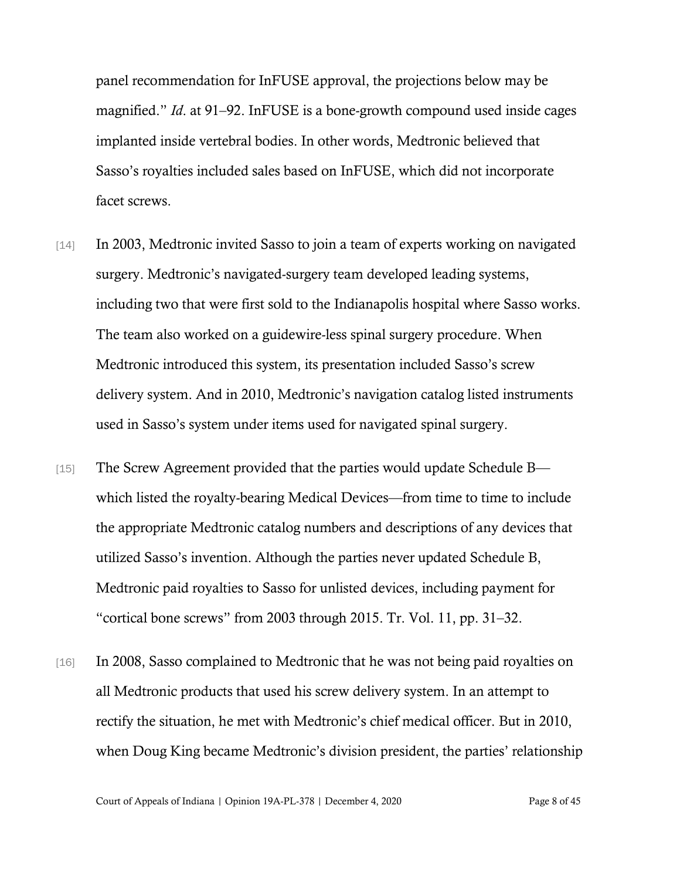panel recommendation for InFUSE approval, the projections below may be magnified." *Id*. at 91–92. InFUSE is a bone-growth compound used inside cages implanted inside vertebral bodies. In other words, Medtronic believed that Sasso's royalties included sales based on InFUSE, which did not incorporate facet screws.

[14] In 2003, Medtronic invited Sasso to join a team of experts working on navigated surgery. Medtronic's navigated-surgery team developed leading systems, including two that were first sold to the Indianapolis hospital where Sasso works. The team also worked on a guidewire-less spinal surgery procedure. When Medtronic introduced this system, its presentation included Sasso's screw delivery system. And in 2010, Medtronic's navigation catalog listed instruments used in Sasso's system under items used for navigated spinal surgery.

[15] The Screw Agreement provided that the parties would update Schedule B—which listed the royalty-bearing Medical Devices—from time to time to include the appropriate Medtronic catalog numbers and descriptions of any devices that utilized Sasso's invention. Although the parties never updated Schedule B, Medtronic paid royalties to Sasso for unlisted devices, including payment for "cortical bone screws" from 2003 through 2015. Tr. Vol. 11, pp. 31–32.

[16] In 2008, Sasso complained to Medtronic that he was not being paid royalties on all Medtronic products that used his screw delivery system. In an attempt to rectify the situation, he met with Medtronic's chief medical officer. But in 2010, when Doug King became Medtronic's division president, the parties' relationship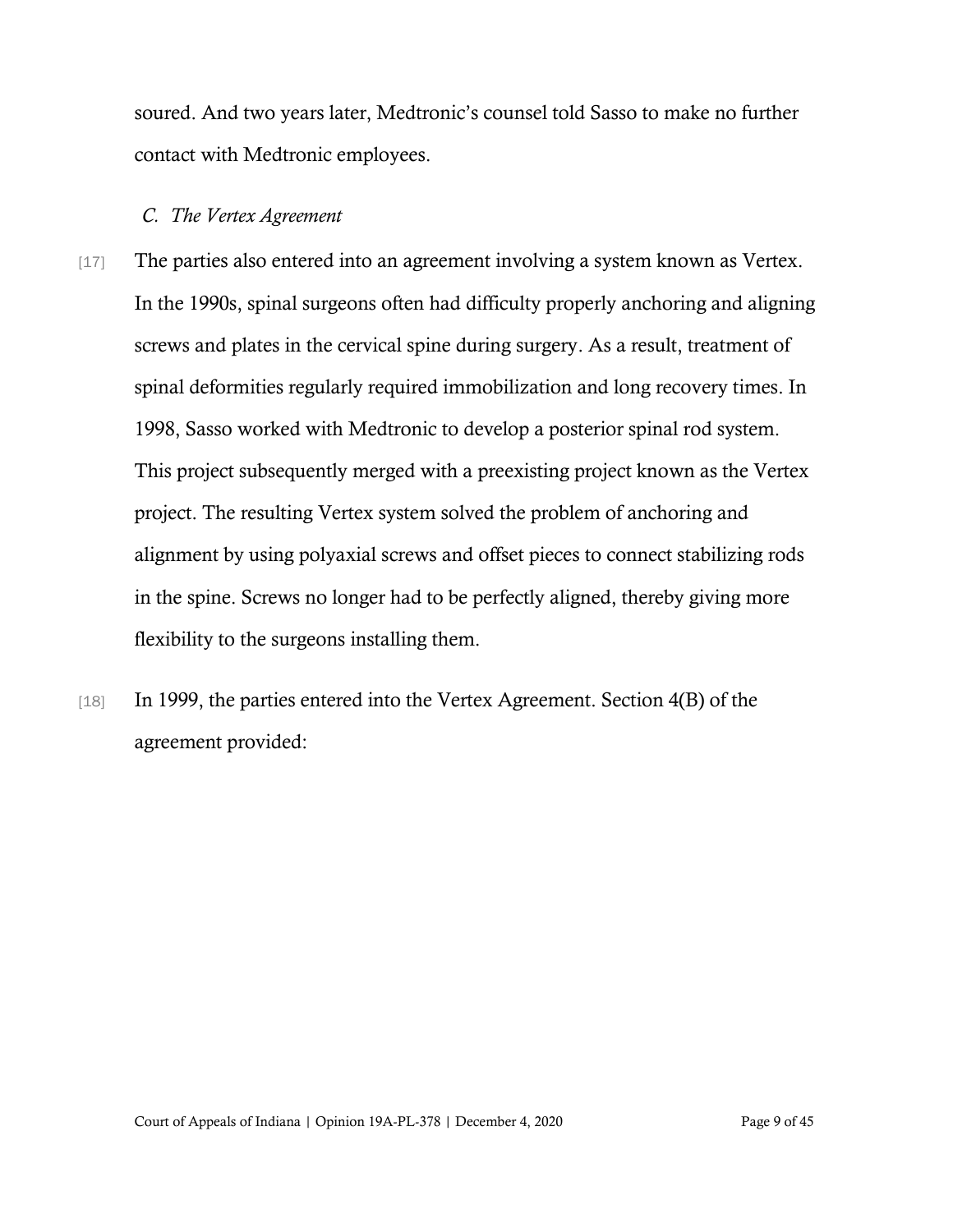soured. And two years later, Medtronic's counsel told Sasso to make no further contact with Medtronic employees.

### *C. The Vertex Agreement*

[17] The parties also entered into an agreement involving a system known as Vertex. In the 1990s, spinal surgeons often had difficulty properly anchoring and aligning screws and plates in the cervical spine during surgery. As a result, treatment of spinal deformities regularly required immobilization and long recovery times. In 1998, Sasso worked with Medtronic to develop a posterior spinal rod system. This project subsequently merged with a preexisting project known as the Vertex project. The resulting Vertex system solved the problem of anchoring and alignment by using polyaxial screws and offset pieces to connect stabilizing rods in the spine. Screws no longer had to be perfectly aligned, thereby giving more flexibility to the surgeons installing them.

[18] In 1999, the parties entered into the Vertex Agreement. Section 4(B) of the agreement provided: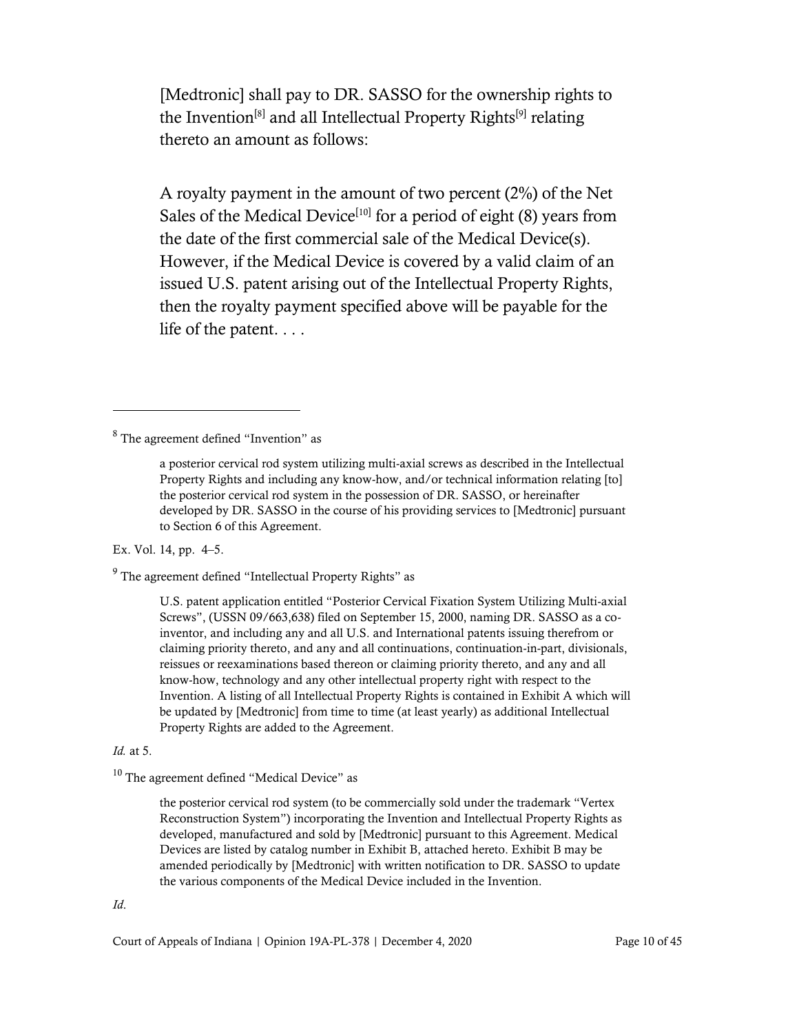> [Medtronic] shall pay to DR. SASSO for the ownership rights to the Invention[8] and all Intellectual Property Rights[9] relating thereto an amount as follows:
>
> A royalty payment in the amount of two percent (2%) of the Net Sales of the Medical Device[10] for a period of eight (8) years from the date of the first commercial sale of the Medical Device(s). However, if the Medical Device is covered by a valid claim of an issued U.S. patent arising out of the Intellectual Property Rights, then the royalty payment specified above will be payable for the life of the patent. . . .

---

[8] The agreement defined "Invention" as

> a posterior cervical rod system utilizing multi-axial screws as described in the Intellectual Property Rights and including any know-how, and/or technical information relating [to] the posterior cervical rod system in the possession of DR. SASSO, or hereinafter developed by DR. SASSO in the course of his providing services to [Medtronic] pursuant to Section 6 of this Agreement.

Ex. Vol. 14, pp. 4–5.

[9] The agreement defined "Intellectual Property Rights" as

> U.S. patent application entitled "Posterior Cervical Fixation System Utilizing Multi-axial Screws", (USSN 09/663,638) filed on September 15, 2000, naming DR. SASSO as a co-inventor, and including any and all U.S. and International patents issuing therefrom or claiming priority thereto, and any and all continuations, continuation-in-part, divisionals, reissues or reexaminations based thereon or claiming priority thereto, and any and all know-how, technology and any other intellectual property right with respect to the Invention. A listing of all Intellectual Property Rights is contained in Exhibit A which will be updated by [Medtronic] from time to time (at least yearly) as additional Intellectual Property Rights are added to the Agreement.

*Id.* at 5.

[10] The agreement defined "Medical Device" as

> the posterior cervical rod system (to be commercially sold under the trademark "Vertex Reconstruction System") incorporating the Invention and Intellectual Property Rights as developed, manufactured and sold by [Medtronic] pursuant to this Agreement. Medical Devices are listed by catalog number in Exhibit B, attached hereto. Exhibit B may be amended periodically by [Medtronic] with written notification to DR. SASSO to update the various components of the Medical Device included in the Invention.

*Id*.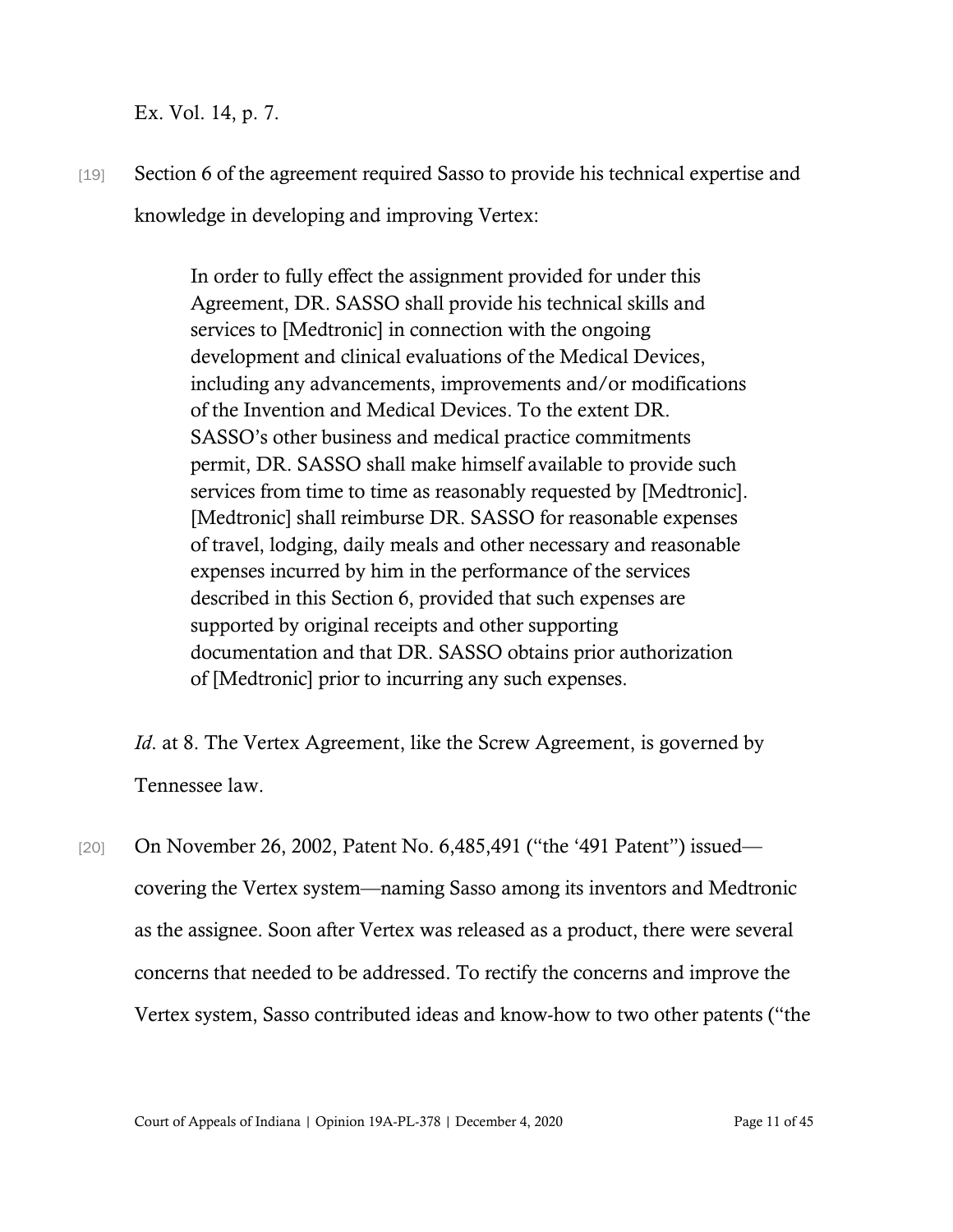Ex. Vol. 14, p. 7.

[19] Section 6 of the agreement required Sasso to provide his technical expertise and knowledge in developing and improving Vertex:

> In order to fully effect the assignment provided for under this Agreement, DR. SASSO shall provide his technical skills and services to [Medtronic] in connection with the ongoing development and clinical evaluations of the Medical Devices, including any advancements, improvements and/or modifications of the Invention and Medical Devices. To the extent DR. SASSO's other business and medical practice commitments permit, DR. SASSO shall make himself available to provide such services from time to time as reasonably requested by [Medtronic]. [Medtronic] shall reimburse DR. SASSO for reasonable expenses of travel, lodging, daily meals and other necessary and reasonable expenses incurred by him in the performance of the services described in this Section 6, provided that such expenses are supported by original receipts and other supporting documentation and that DR. SASSO obtains prior authorization of [Medtronic] prior to incurring any such expenses.

*Id*. at 8. The Vertex Agreement, like the Screw Agreement, is governed by Tennessee law.

[20] On November 26, 2002, Patent No. 6,485,491 ("the '491 Patent") issued—covering the Vertex system—naming Sasso among its inventors and Medtronic as the assignee. Soon after Vertex was released as a product, there were several concerns that needed to be addressed. To rectify the concerns and improve the Vertex system, Sasso contributed ideas and know-how to two other patents ("the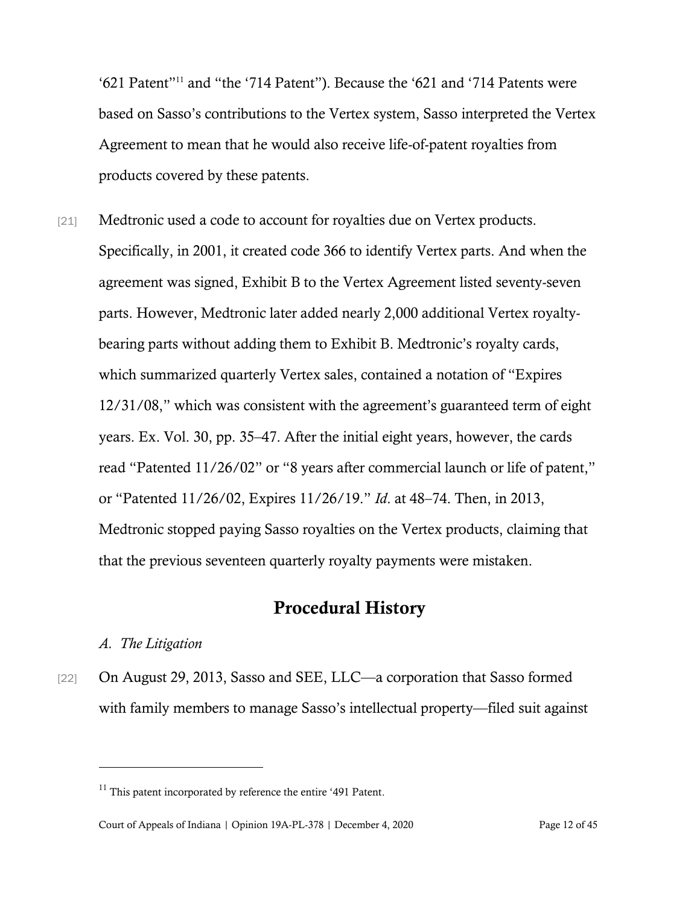'621 Patent"[11] and "the '714 Patent"). Because the '621 and '714 Patents were based on Sasso's contributions to the Vertex system, Sasso interpreted the Vertex Agreement to mean that he would also receive life-of-patent royalties from products covered by these patents.

[21] Medtronic used a code to account for royalties due on Vertex products. Specifically, in 2001, it created code 366 to identify Vertex parts. And when the agreement was signed, Exhibit B to the Vertex Agreement listed seventy-seven parts. However, Medtronic later added nearly 2,000 additional Vertex royalty-bearing parts without adding them to Exhibit B. Medtronic's royalty cards, which summarized quarterly Vertex sales, contained a notation of "Expires 12/31/08," which was consistent with the agreement's guaranteed term of eight years. Ex. Vol. 30, pp. 35–47. After the initial eight years, however, the cards read "Patented 11/26/02" or "8 years after commercial launch or life of patent," or "Patented 11/26/02, Expires 11/26/19." *Id*. at 48–74. Then, in 2013, Medtronic stopped paying Sasso royalties on the Vertex products, claiming that that the previous seventeen quarterly royalty payments were mistaken.

## Procedural History

*A. The Litigation*

[22] On August 29, 2013, Sasso and SEE, LLC—a corporation that Sasso formed with family members to manage Sasso's intellectual property—filed suit against

---

[11] This patent incorporated by reference the entire '491 Patent.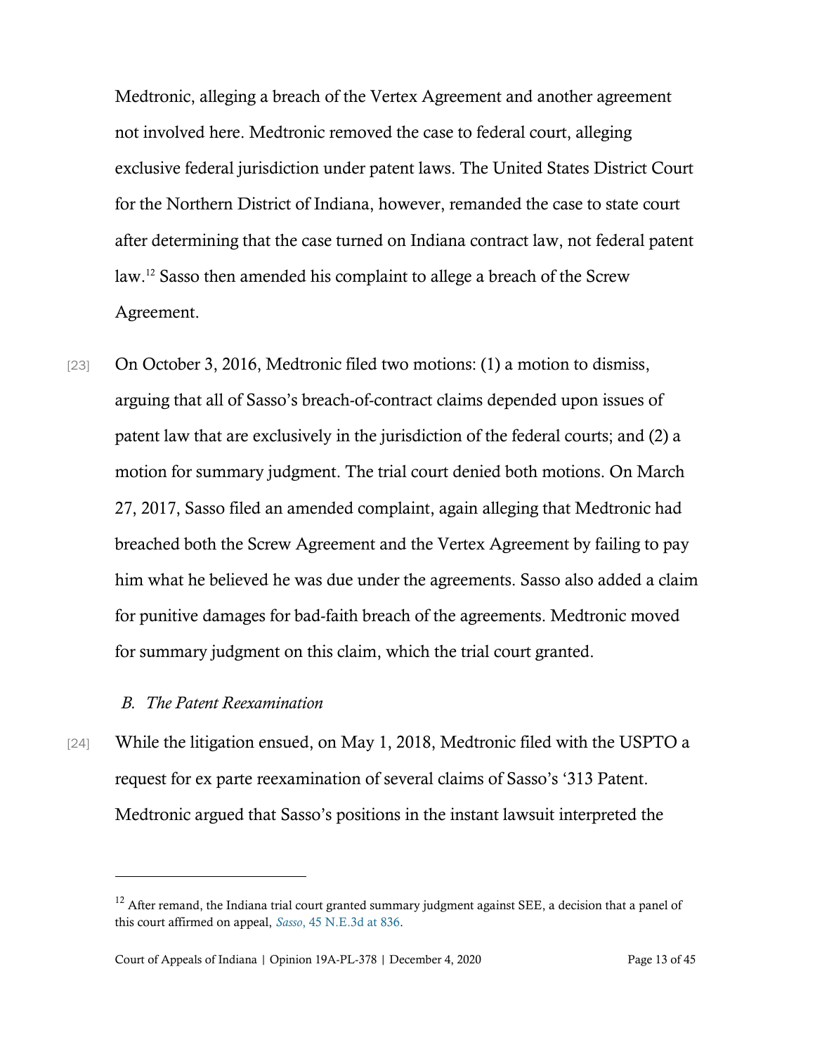Medtronic, alleging a breach of the Vertex Agreement and another agreement not involved here. Medtronic removed the case to federal court, alleging exclusive federal jurisdiction under patent laws. The United States District Court for the Northern District of Indiana, however, remanded the case to state court after determining that the case turned on Indiana contract law, not federal patent law.[12] Sasso then amended his complaint to allege a breach of the Screw Agreement.

[23] On October 3, 2016, Medtronic filed two motions: (1) a motion to dismiss, arguing that all of Sasso's breach-of-contract claims depended upon issues of patent law that are exclusively in the jurisdiction of the federal courts; and (2) a motion for summary judgment. The trial court denied both motions. On March 27, 2017, Sasso filed an amended complaint, again alleging that Medtronic had breached both the Screw Agreement and the Vertex Agreement by failing to pay him what he believed he was due under the agreements. Sasso also added a claim for punitive damages for bad-faith breach of the agreements. Medtronic moved for summary judgment on this claim, which the trial court granted.

### *B. The Patent Reexamination*

[24] While the litigation ensued, on May 1, 2018, Medtronic filed with the USPTO a request for ex parte reexamination of several claims of Sasso's '313 Patent. Medtronic argued that Sasso's positions in the instant lawsuit interpreted the

---

[12] After remand, the Indiana trial court granted summary judgment against SEE, a decision that a panel of this court affirmed on appeal, *Sasso*, 45 N.E.3d at 836.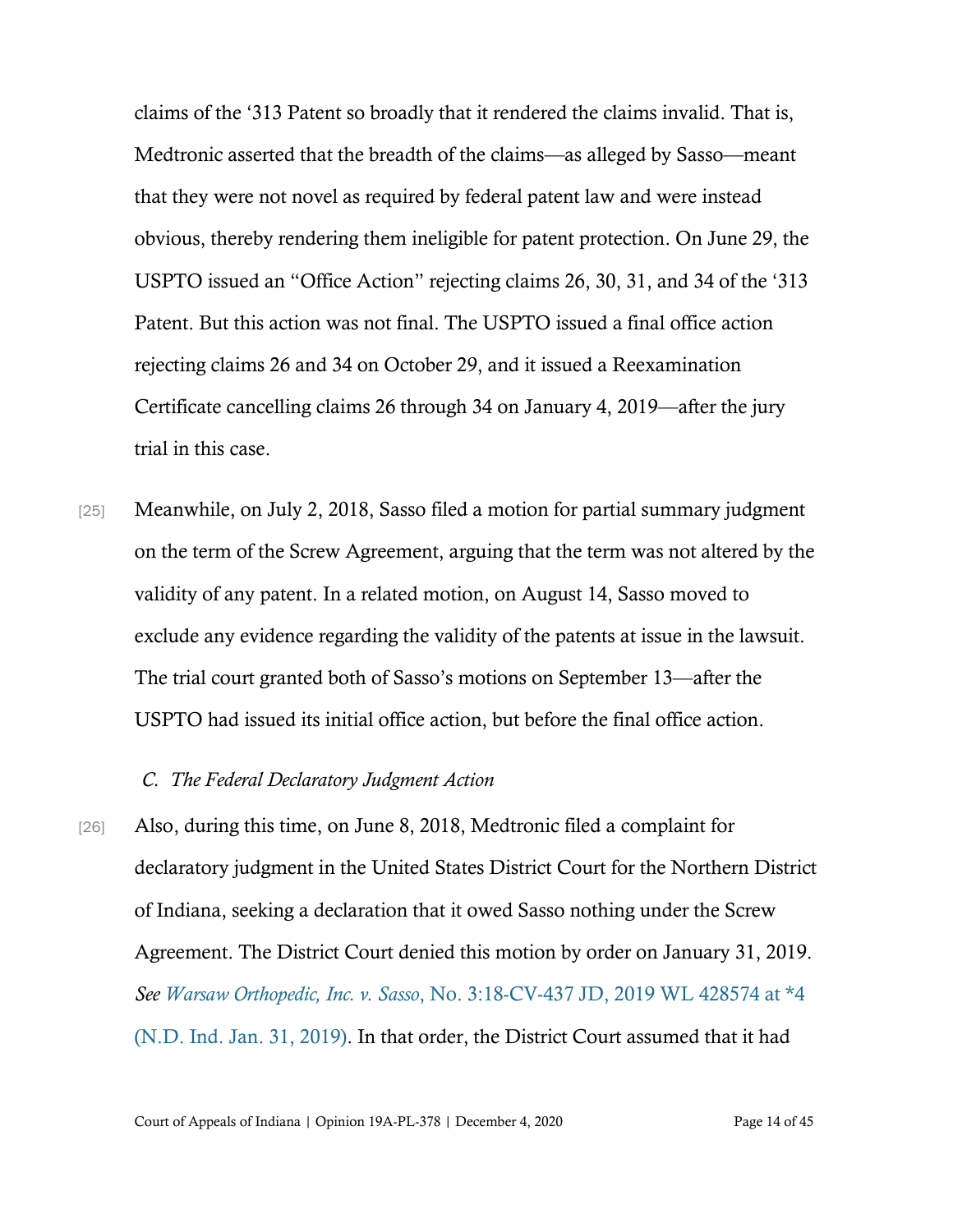claims of the ‘313 Patent so broadly that it rendered the claims invalid. That is, Medtronic asserted that the breadth of the claims—as alleged by Sasso—meant that they were not novel as required by federal patent law and were instead obvious, thereby rendering them ineligible for patent protection. On June 29, the USPTO issued an “Office Action” rejecting claims 26, 30, 31, and 34 of the ‘313 Patent. But this action was not final. The USPTO issued a final office action rejecting claims 26 and 34 on October 29, and it issued a Reexamination Certificate cancelling claims 26 through 34 on January 4, 2019—after the jury trial in this case.

[25] Meanwhile, on July 2, 2018, Sasso filed a motion for partial summary judgment on the term of the Screw Agreement, arguing that the term was not altered by the validity of any patent. In a related motion, on August 14, Sasso moved to exclude any evidence regarding the validity of the patents at issue in the lawsuit. The trial court granted both of Sasso’s motions on September 13—after the USPTO had issued its initial office action, but before the final office action.

*C. The Federal Declaratory Judgment Action*

[26] Also, during this time, on June 8, 2018, Medtronic filed a complaint for declaratory judgment in the United States District Court for the Northern District of Indiana, seeking a declaration that it owed Sasso nothing under the Screw Agreement. The District Court denied this motion by order on January 31, 2019. *See Warsaw Orthopedic, Inc. v. Sasso*, No. 3:18-CV-437 JD, 2019 WL 428574 at *4 (N.D. Ind. Jan. 31, 2019). In that order, the District Court assumed that it had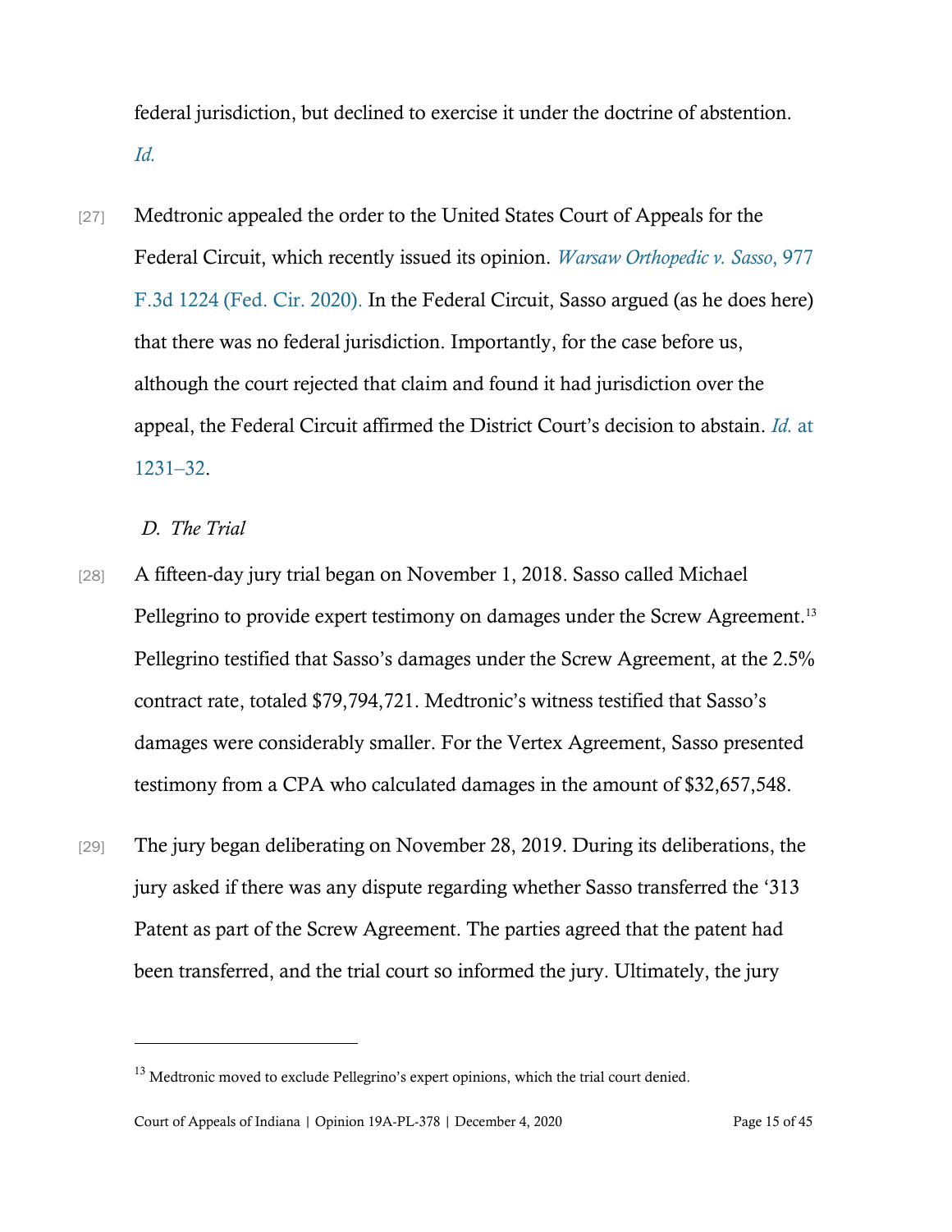federal jurisdiction, but declined to exercise it under the doctrine of abstention. *Id.*

[27] Medtronic appealed the order to the United States Court of Appeals for the Federal Circuit, which recently issued its opinion. *Warsaw Orthopedic v. Sasso*, 977 F.3d 1224 (Fed. Cir. 2020). In the Federal Circuit, Sasso argued (as he does here) that there was no federal jurisdiction. Importantly, for the case before us, although the court rejected that claim and found it had jurisdiction over the appeal, the Federal Circuit affirmed the District Court's decision to abstain. *Id.* at 1231–32.

*D. The Trial*

[28] A fifteen-day jury trial began on November 1, 2018. Sasso called Michael Pellegrino to provide expert testimony on damages under the Screw Agreement.[13] Pellegrino testified that Sasso's damages under the Screw Agreement, at the 2.5% contract rate, totaled $79,794,721. Medtronic's witness testified that Sasso's damages were considerably smaller. For the Vertex Agreement, Sasso presented testimony from a CPA who calculated damages in the amount of $32,657,548.

[29] The jury began deliberating on November 28, 2019. During its deliberations, the jury asked if there was any dispute regarding whether Sasso transferred the '313 Patent as part of the Screw Agreement. The parties agreed that the patent had been transferred, and the trial court so informed the jury. Ultimately, the jury

---

[13] Medtronic moved to exclude Pellegrino's expert opinions, which the trial court denied.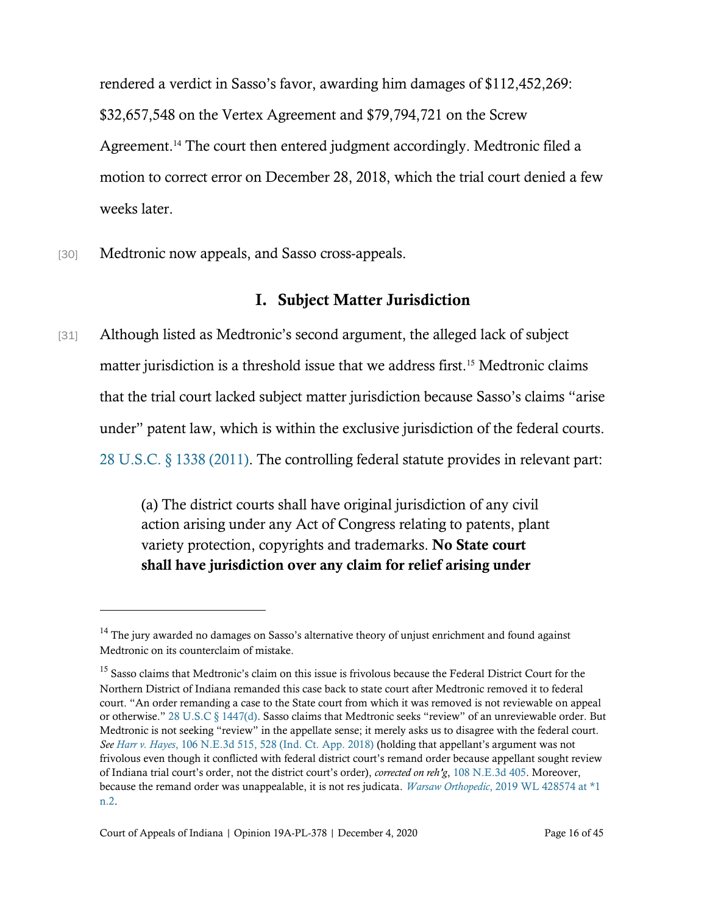rendered a verdict in Sasso's favor, awarding him damages of $112,452,269: $32,657,548 on the Vertex Agreement and $79,794,721 on the Screw Agreement.[14] The court then entered judgment accordingly. Medtronic filed a motion to correct error on December 28, 2018, which the trial court denied a few weeks later.

[30] Medtronic now appeals, and Sasso cross-appeals.

## I. Subject Matter Jurisdiction

[31] Although listed as Medtronic's second argument, the alleged lack of subject matter jurisdiction is a threshold issue that we address first.[15] Medtronic claims that the trial court lacked subject matter jurisdiction because Sasso's claims "arise under" patent law, which is within the exclusive jurisdiction of the federal courts. 28 U.S.C. § 1338 (2011). The controlling federal statute provides in relevant part:

> (a) The district courts shall have original jurisdiction of any civil action arising under any Act of Congress relating to patents, plant variety protection, copyrights and trademarks. **No State court shall have jurisdiction over any claim for relief arising under**

---

[14] The jury awarded no damages on Sasso's alternative theory of unjust enrichment and found against Medtronic on its counterclaim of mistake.

[15] Sasso claims that Medtronic's claim on this issue is frivolous because the Federal District Court for the Northern District of Indiana remanded this case back to state court after Medtronic removed it to federal court. "An order remanding a case to the State court from which it was removed is not reviewable on appeal or otherwise." 28 U.S.C § 1447(d). Sasso claims that Medtronic seeks "review" of an unreviewable order. But Medtronic is not seeking "review" in the appellate sense; it merely asks us to disagree with the federal court. *See Harr v. Hayes*, 106 N.E.3d 515, 528 (Ind. Ct. App. 2018) (holding that appellant's argument was not frivolous even though it conflicted with federal district court's remand order because appellant sought review of Indiana trial court's order, not the district court's order), *corrected on reh'g*, 108 N.E.3d 405. Moreover, because the remand order was unappealable, it is not res judicata. *Warsaw Orthopedic*, 2019 WL 428574 at *1 n.2.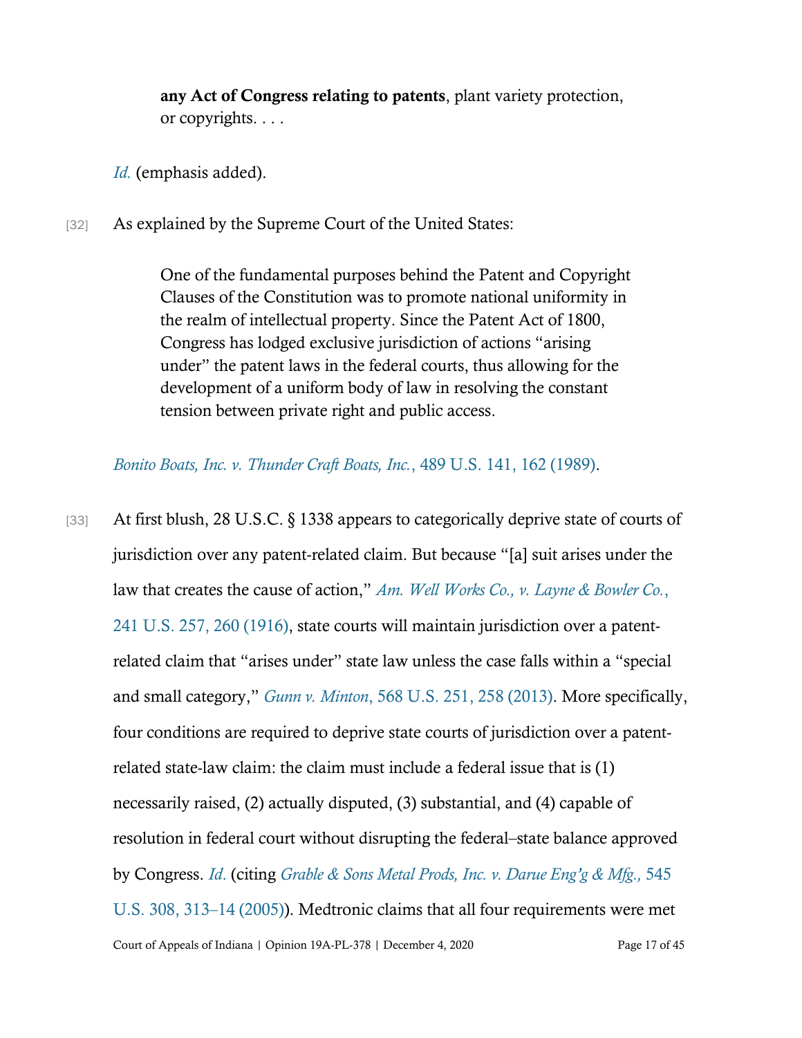> **any Act of Congress relating to patents**, plant variety protection, or copyrights. . . .

*Id.* (emphasis added).

[32] As explained by the Supreme Court of the United States:

> One of the fundamental purposes behind the Patent and Copyright Clauses of the Constitution was to promote national uniformity in the realm of intellectual property. Since the Patent Act of 1800, Congress has lodged exclusive jurisdiction of actions "arising under" the patent laws in the federal courts, thus allowing for the development of a uniform body of law in resolving the constant tension between private right and public access.

*Bonito Boats, Inc. v. Thunder Craft Boats, Inc.*, 489 U.S. 141, 162 (1989).

[33] At first blush, 28 U.S.C. § 1338 appears to categorically deprive state of courts of jurisdiction over any patent-related claim. But because "[a] suit arises under the law that creates the cause of action," *Am. Well Works Co., v. Layne & Bowler Co.*, 241 U.S. 257, 260 (1916), state courts will maintain jurisdiction over a patent-related claim that "arises under" state law unless the case falls within a "special and small category," *Gunn v. Minton*, 568 U.S. 251, 258 (2013). More specifically, four conditions are required to deprive state courts of jurisdiction over a patent-related state-law claim: the claim must include a federal issue that is (1) necessarily raised, (2) actually disputed, (3) substantial, and (4) capable of resolution in federal court without disrupting the federal–state balance approved by Congress. *Id.* (citing *Grable & Sons Metal Prods, Inc. v. Darue Eng'g & Mfg.*, 545 U.S. 308, 313–14 (2005)). Medtronic claims that all four requirements were met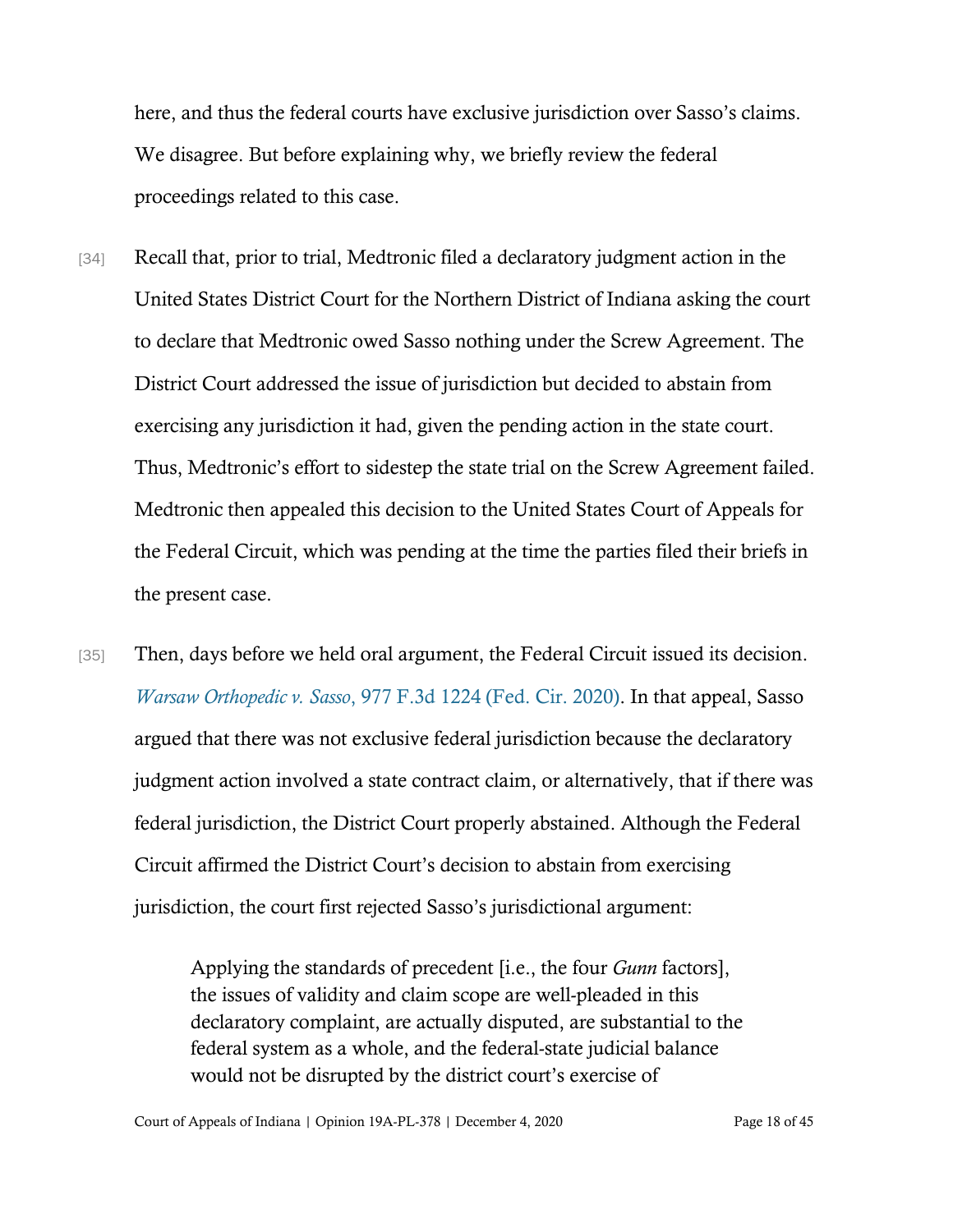here, and thus the federal courts have exclusive jurisdiction over Sasso's claims. We disagree. But before explaining why, we briefly review the federal proceedings related to this case.

[34] Recall that, prior to trial, Medtronic filed a declaratory judgment action in the United States District Court for the Northern District of Indiana asking the court to declare that Medtronic owed Sasso nothing under the Screw Agreement. The District Court addressed the issue of jurisdiction but decided to abstain from exercising any jurisdiction it had, given the pending action in the state court. Thus, Medtronic's effort to sidestep the state trial on the Screw Agreement failed. Medtronic then appealed this decision to the United States Court of Appeals for the Federal Circuit, which was pending at the time the parties filed their briefs in the present case.

[35] Then, days before we held oral argument, the Federal Circuit issued its decision. *Warsaw Orthopedic v. Sasso*, 977 F.3d 1224 (Fed. Cir. 2020). In that appeal, Sasso argued that there was not exclusive federal jurisdiction because the declaratory judgment action involved a state contract claim, or alternatively, that if there was federal jurisdiction, the District Court properly abstained. Although the Federal Circuit affirmed the District Court's decision to abstain from exercising jurisdiction, the court first rejected Sasso's jurisdictional argument:

> Applying the standards of precedent [i.e., the four *Gunn* factors], the issues of validity and claim scope are well-pleaded in this declaratory complaint, are actually disputed, are substantial to the federal system as a whole, and the federal-state judicial balance would not be disrupted by the district court's exercise of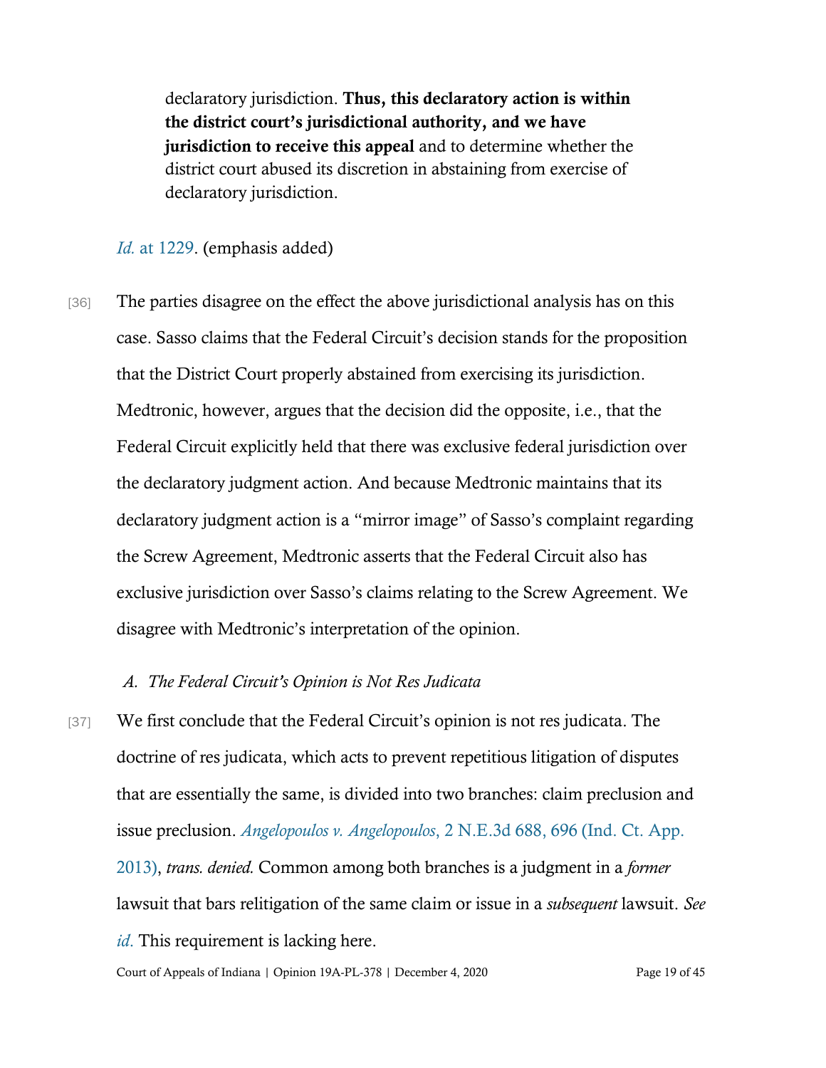> declaratory jurisdiction. **Thus, this declaratory action is within the district court's jurisdictional authority, and we have jurisdiction to receive this appeal** and to determine whether the district court abused its discretion in abstaining from exercise of declaratory jurisdiction.

*Id.* at 1229. (emphasis added)

[36] The parties disagree on the effect the above jurisdictional analysis has on this case. Sasso claims that the Federal Circuit's decision stands for the proposition that the District Court properly abstained from exercising its jurisdiction. Medtronic, however, argues that the decision did the opposite, i.e., that the Federal Circuit explicitly held that there was exclusive federal jurisdiction over the declaratory judgment action. And because Medtronic maintains that its declaratory judgment action is a "mirror image" of Sasso's complaint regarding the Screw Agreement, Medtronic asserts that the Federal Circuit also has exclusive jurisdiction over Sasso's claims relating to the Screw Agreement. We disagree with Medtronic's interpretation of the opinion.

### A. *The Federal Circuit's Opinion is Not Res Judicata*

[37] We first conclude that the Federal Circuit's opinion is not res judicata. The doctrine of res judicata, which acts to prevent repetitious litigation of disputes that are essentially the same, is divided into two branches: claim preclusion and issue preclusion. *Angelopoulos v. Angelopoulos*, 2 N.E.3d 688, 696 (Ind. Ct. App. 2013), *trans. denied.* Common among both branches is a judgment in a *former* lawsuit that bars relitigation of the same claim or issue in a *subsequent* lawsuit. *See id.* This requirement is lacking here.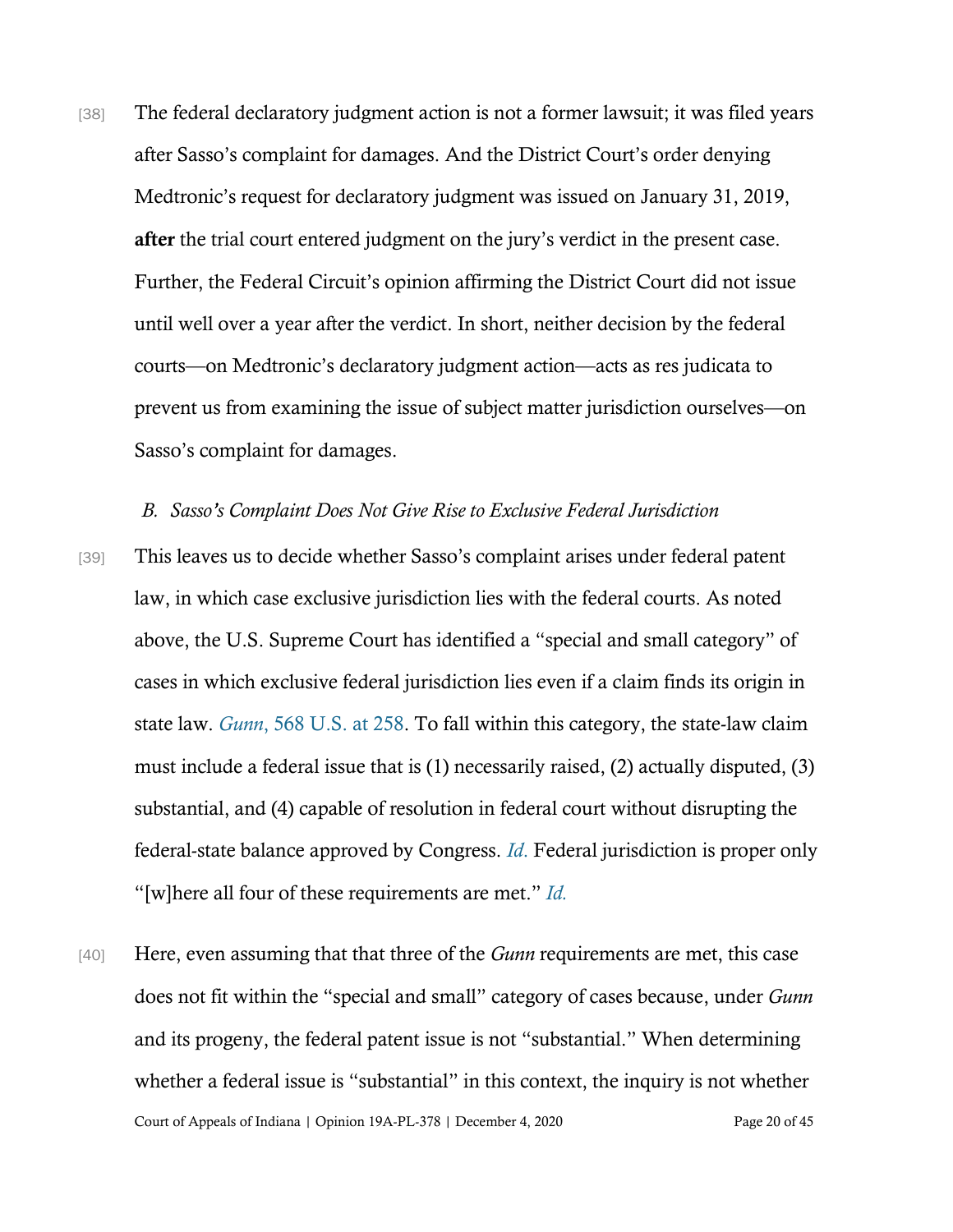[38] The federal declaratory judgment action is not a former lawsuit; it was filed years after Sasso's complaint for damages. And the District Court's order denying Medtronic's request for declaratory judgment was issued on January 31, 2019, **after** the trial court entered judgment on the jury's verdict in the present case. Further, the Federal Circuit's opinion affirming the District Court did not issue until well over a year after the verdict. In short, neither decision by the federal courts—on Medtronic's declaratory judgment action—acts as res judicata to prevent us from examining the issue of subject matter jurisdiction ourselves—on Sasso's complaint for damages.

### *B. Sasso's Complaint Does Not Give Rise to Exclusive Federal Jurisdiction*

[39] This leaves us to decide whether Sasso's complaint arises under federal patent law, in which case exclusive jurisdiction lies with the federal courts. As noted above, the U.S. Supreme Court has identified a "special and small category" of cases in which exclusive federal jurisdiction lies even if a claim finds its origin in state law. *Gunn*, 568 U.S. at 258. To fall within this category, the state-law claim must include a federal issue that is (1) necessarily raised, (2) actually disputed, (3) substantial, and (4) capable of resolution in federal court without disrupting the federal-state balance approved by Congress. *Id.* Federal jurisdiction is proper only "[w]here all four of these requirements are met." *Id.*

[40] Here, even assuming that that three of the *Gunn* requirements are met, this case does not fit within the "special and small" category of cases because, under *Gunn* and its progeny, the federal patent issue is not "substantial." When determining whether a federal issue is "substantial" in this context, the inquiry is not whether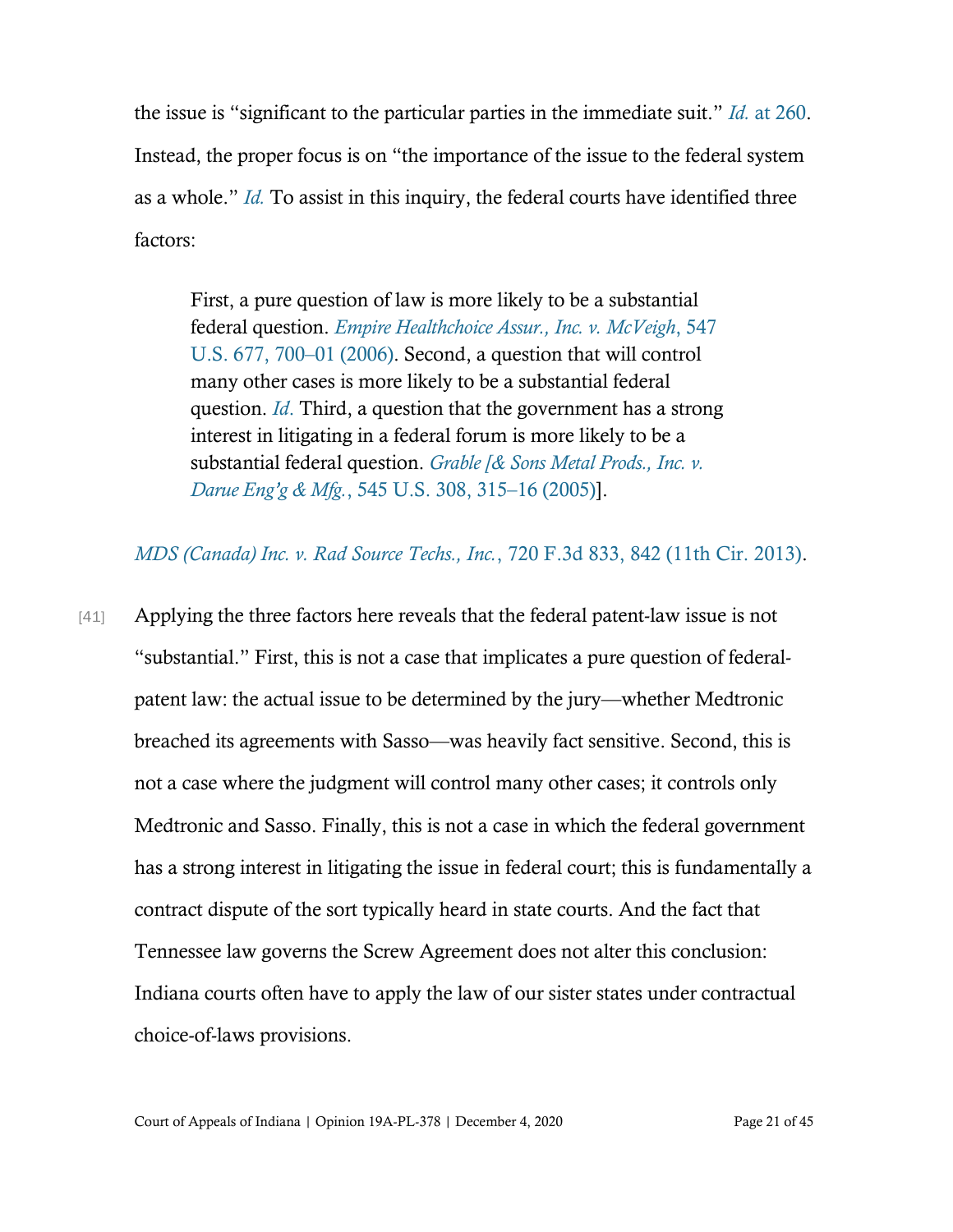the issue is "significant to the particular parties in the immediate suit." *Id.* at 260. Instead, the proper focus is on "the importance of the issue to the federal system as a whole." *Id.* To assist in this inquiry, the federal courts have identified three factors:

> First, a pure question of law is more likely to be a substantial federal question. *Empire Healthchoice Assur., Inc. v. McVeigh*, 547 U.S. 677, 700–01 (2006). Second, a question that will control many other cases is more likely to be a substantial federal question. *Id.* Third, a question that the government has a strong interest in litigating in a federal forum is more likely to be a substantial federal question. *Grable [& Sons Metal Prods., Inc. v. Darue Eng'g & Mfg.*, 545 U.S. 308, 315–16 (2005)].

*MDS (Canada) Inc. v. Rad Source Techs., Inc.*, 720 F.3d 833, 842 (11th Cir. 2013).

[41] Applying the three factors here reveals that the federal patent-law issue is not "substantial." First, this is not a case that implicates a pure question of federal-patent law: the actual issue to be determined by the jury—whether Medtronic breached its agreements with Sasso—was heavily fact sensitive. Second, this is not a case where the judgment will control many other cases; it controls only Medtronic and Sasso. Finally, this is not a case in which the federal government has a strong interest in litigating the issue in federal court; this is fundamentally a contract dispute of the sort typically heard in state courts. And the fact that Tennessee law governs the Screw Agreement does not alter this conclusion: Indiana courts often have to apply the law of our sister states under contractual choice-of-laws provisions.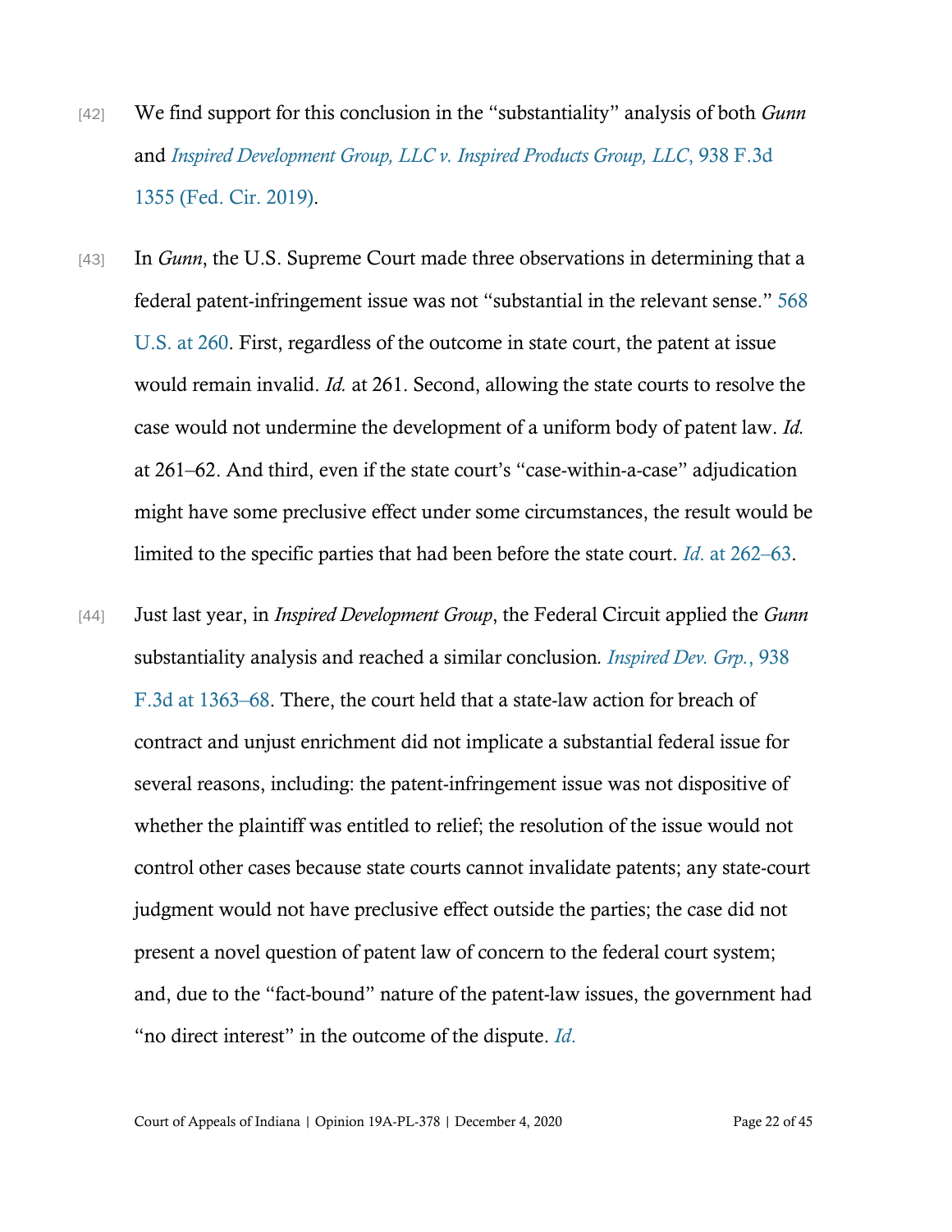[42] We find support for this conclusion in the "substantiality" analysis of both *Gunn* and *Inspired Development Group, LLC v. Inspired Products Group, LLC*, 938 F.3d 1355 (Fed. Cir. 2019).

[43] In *Gunn*, the U.S. Supreme Court made three observations in determining that a federal patent-infringement issue was not "substantial in the relevant sense." 568 U.S. at 260. First, regardless of the outcome in state court, the patent at issue would remain invalid. *Id.* at 261. Second, allowing the state courts to resolve the case would not undermine the development of a uniform body of patent law. *Id.* at 261–62. And third, even if the state court's "case-within-a-case" adjudication might have some preclusive effect under some circumstances, the result would be limited to the specific parties that had been before the state court. *Id.* at 262–63.

[44] Just last year, in *Inspired Development Group*, the Federal Circuit applied the *Gunn* substantiality analysis and reached a similar conclusion. *Inspired Dev. Grp.*, 938 F.3d at 1363–68. There, the court held that a state-law action for breach of contract and unjust enrichment did not implicate a substantial federal issue for several reasons, including: the patent-infringement issue was not dispositive of whether the plaintiff was entitled to relief; the resolution of the issue would not control other cases because state courts cannot invalidate patents; any state-court judgment would not have preclusive effect outside the parties; the case did not present a novel question of patent law of concern to the federal court system; and, due to the "fact-bound" nature of the patent-law issues, the government had "no direct interest" in the outcome of the dispute. *Id.*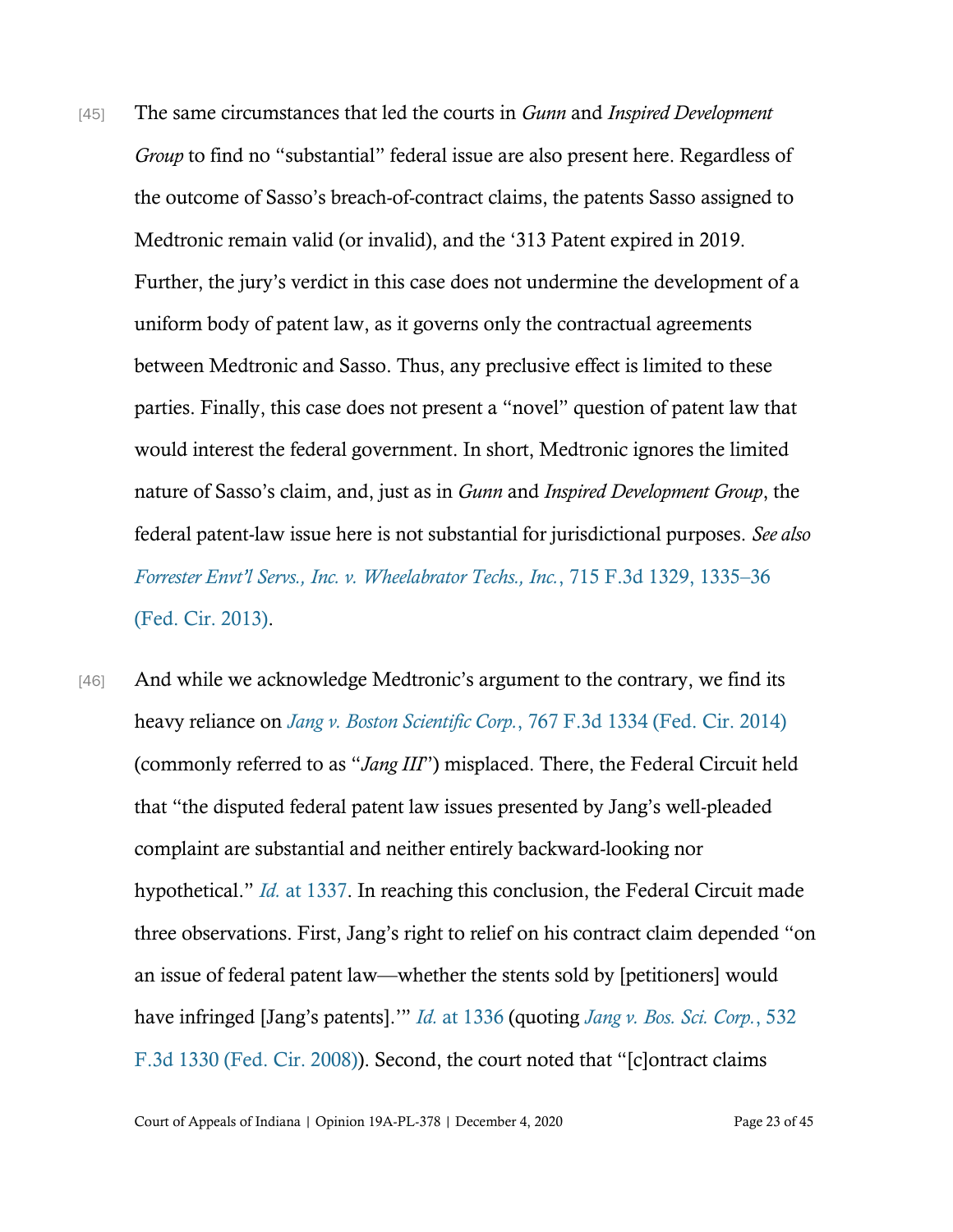[45] The same circumstances that led the courts in *Gunn* and *Inspired Development Group* to find no "substantial" federal issue are also present here. Regardless of the outcome of Sasso's breach-of-contract claims, the patents Sasso assigned to Medtronic remain valid (or invalid), and the '313 Patent expired in 2019. Further, the jury's verdict in this case does not undermine the development of a uniform body of patent law, as it governs only the contractual agreements between Medtronic and Sasso. Thus, any preclusive effect is limited to these parties. Finally, this case does not present a "novel" question of patent law that would interest the federal government. In short, Medtronic ignores the limited nature of Sasso's claim, and, just as in *Gunn* and *Inspired Development Group*, the federal patent-law issue here is not substantial for jurisdictional purposes. *See also Forrester Envt'l Servs., Inc. v. Wheelabrator Techs., Inc.*, 715 F.3d 1329, 1335–36 (Fed. Cir. 2013).

[46] And while we acknowledge Medtronic's argument to the contrary, we find its heavy reliance on *Jang v. Boston Scientific Corp.*, 767 F.3d 1334 (Fed. Cir. 2014) (commonly referred to as "*Jang III*") misplaced. There, the Federal Circuit held that "the disputed federal patent law issues presented by Jang's well-pleaded complaint are substantial and neither entirely backward-looking nor hypothetical." *Id.* at 1337. In reaching this conclusion, the Federal Circuit made three observations. First, Jang's right to relief on his contract claim depended "on an issue of federal patent law—whether the stents sold by [petitioners] would have infringed [Jang's patents].'" *Id.* at 1336 (quoting *Jang v. Bos. Sci. Corp.*, 532 F.3d 1330 (Fed. Cir. 2008)). Second, the court noted that "[c]ontract claims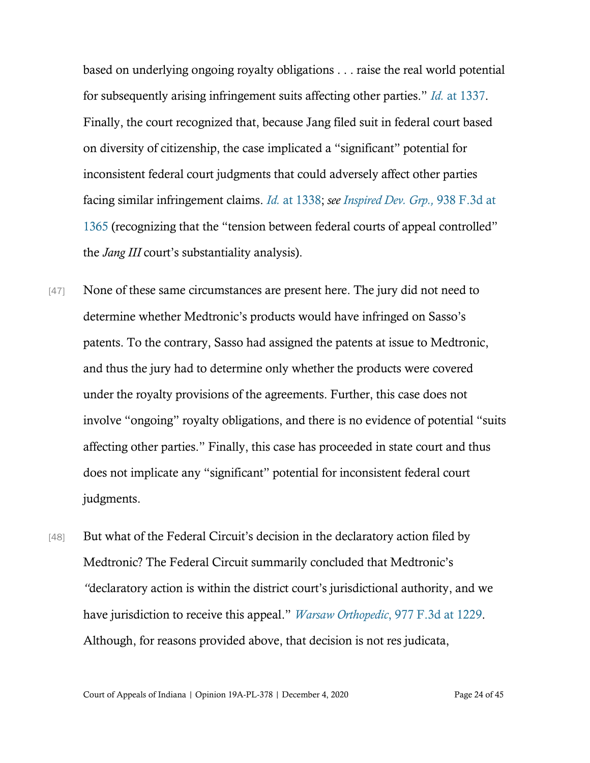based on underlying ongoing royalty obligations . . . raise the real world potential for subsequently arising infringement suits affecting other parties." *Id.* at 1337. Finally, the court recognized that, because Jang filed suit in federal court based on diversity of citizenship, the case implicated a "significant" potential for inconsistent federal court judgments that could adversely affect other parties facing similar infringement claims. *Id.* at 1338; *see Inspired Dev. Grp.,* 938 F.3d at 1365 (recognizing that the "tension between federal courts of appeal controlled" the *Jang III* court's substantiality analysis).

[47] None of these same circumstances are present here. The jury did not need to determine whether Medtronic's products would have infringed on Sasso's patents. To the contrary, Sasso had assigned the patents at issue to Medtronic, and thus the jury had to determine only whether the products were covered under the royalty provisions of the agreements. Further, this case does not involve "ongoing" royalty obligations, and there is no evidence of potential "suits affecting other parties." Finally, this case has proceeded in state court and thus does not implicate any "significant" potential for inconsistent federal court judgments.

[48] But what of the Federal Circuit's decision in the declaratory action filed by Medtronic? The Federal Circuit summarily concluded that Medtronic's "declaratory action is within the district court's jurisdictional authority, and we have jurisdiction to receive this appeal." *Warsaw Orthopedic*, 977 F.3d at 1229. Although, for reasons provided above, that decision is not res judicata,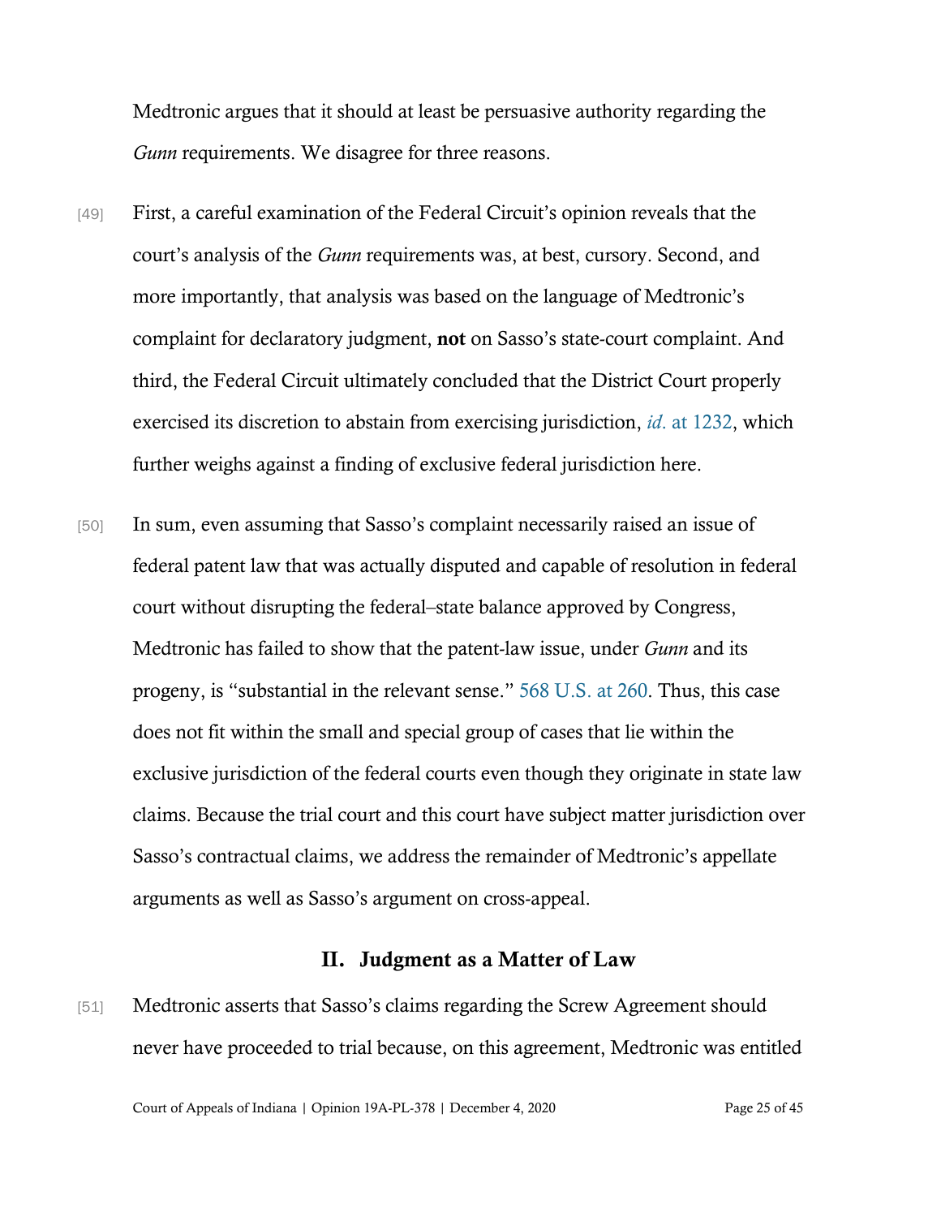Medtronic argues that it should at least be persuasive authority regarding the *Gunn* requirements. We disagree for three reasons.

[49] First, a careful examination of the Federal Circuit's opinion reveals that the court's analysis of the *Gunn* requirements was, at best, cursory. Second, and more importantly, that analysis was based on the language of Medtronic's complaint for declaratory judgment, **not** on Sasso's state-court complaint. And third, the Federal Circuit ultimately concluded that the District Court properly exercised its discretion to abstain from exercising jurisdiction, *id.* at 1232, which further weighs against a finding of exclusive federal jurisdiction here.

[50] In sum, even assuming that Sasso's complaint necessarily raised an issue of federal patent law that was actually disputed and capable of resolution in federal court without disrupting the federal–state balance approved by Congress, Medtronic has failed to show that the patent-law issue, under *Gunn* and its progeny, is "substantial in the relevant sense." 568 U.S. at 260. Thus, this case does not fit within the small and special group of cases that lie within the exclusive jurisdiction of the federal courts even though they originate in state law claims. Because the trial court and this court have subject matter jurisdiction over Sasso's contractual claims, we address the remainder of Medtronic's appellate arguments as well as Sasso's argument on cross-appeal.

## II. Judgment as a Matter of Law

[51] Medtronic asserts that Sasso's claims regarding the Screw Agreement should never have proceeded to trial because, on this agreement, Medtronic was entitled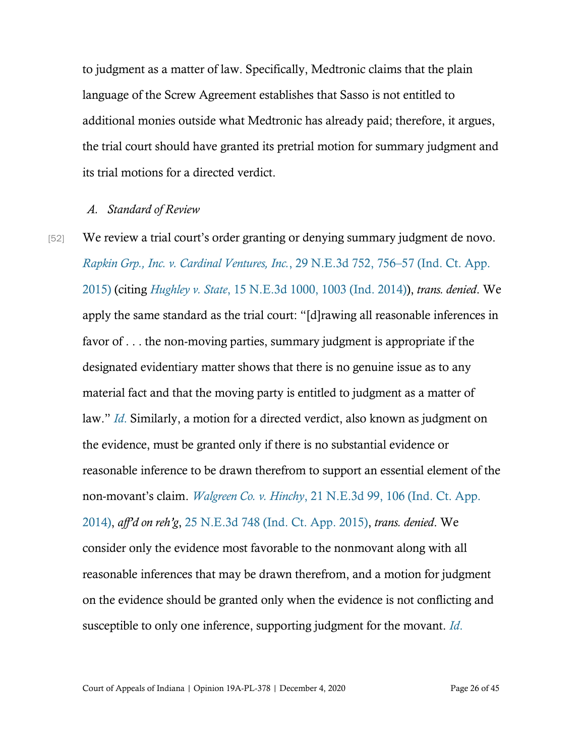to judgment as a matter of law. Specifically, Medtronic claims that the plain language of the Screw Agreement establishes that Sasso is not entitled to additional monies outside what Medtronic has already paid; therefore, it argues, the trial court should have granted its pretrial motion for summary judgment and its trial motions for a directed verdict.

### *A. Standard of Review*

[52] We review a trial court's order granting or denying summary judgment de novo. *Rapkin Grp., Inc. v. Cardinal Ventures, Inc.*, 29 N.E.3d 752, 756–57 (Ind. Ct. App. 2015) (citing *Hughley v. State*, 15 N.E.3d 1000, 1003 (Ind. 2014)), *trans. denied*. We apply the same standard as the trial court: "[d]rawing all reasonable inferences in favor of . . . the non-moving parties, summary judgment is appropriate if the designated evidentiary matter shows that there is no genuine issue as to any material fact and that the moving party is entitled to judgment as a matter of law." *Id.* Similarly, a motion for a directed verdict, also known as judgment on the evidence, must be granted only if there is no substantial evidence or reasonable inference to be drawn therefrom to support an essential element of the non-movant's claim. *Walgreen Co. v. Hinchy*, 21 N.E.3d 99, 106 (Ind. Ct. App. 2014), *aff'd on reh'g*, 25 N.E.3d 748 (Ind. Ct. App. 2015), *trans. denied*. We consider only the evidence most favorable to the nonmovant along with all reasonable inferences that may be drawn therefrom, and a motion for judgment on the evidence should be granted only when the evidence is not conflicting and susceptible to only one inference, supporting judgment for the movant. *Id.*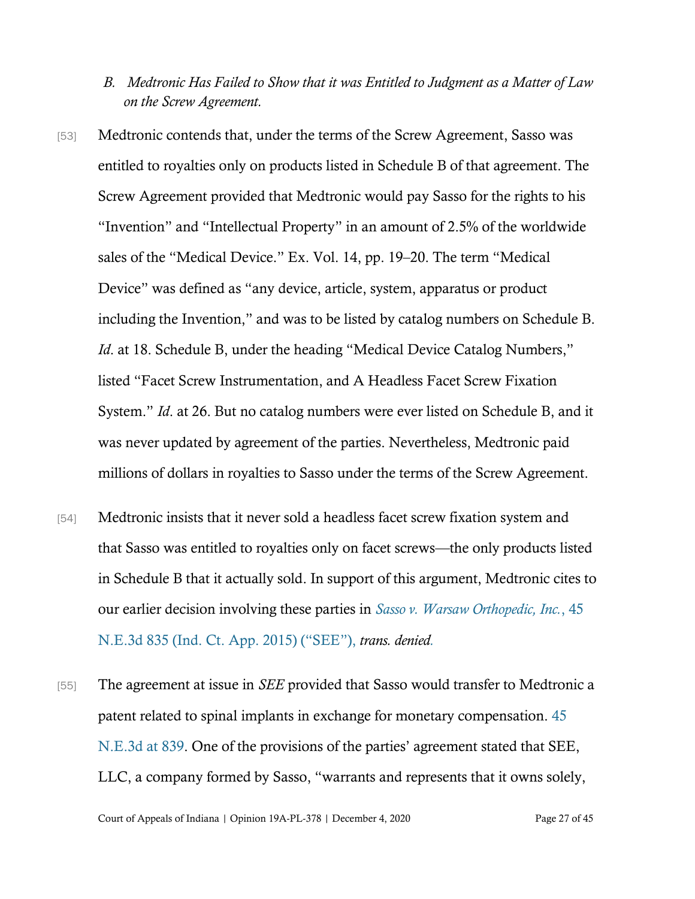### *B. Medtronic Has Failed to Show that it was Entitled to Judgment as a Matter of Law on the Screw Agreement.*

[53] Medtronic contends that, under the terms of the Screw Agreement, Sasso was entitled to royalties only on products listed in Schedule B of that agreement. The Screw Agreement provided that Medtronic would pay Sasso for the rights to his "Invention" and "Intellectual Property" in an amount of 2.5% of the worldwide sales of the "Medical Device." Ex. Vol. 14, pp. 19–20. The term "Medical Device" was defined as "any device, article, system, apparatus or product including the Invention," and was to be listed by catalog numbers on Schedule B. *Id*. at 18. Schedule B, under the heading "Medical Device Catalog Numbers," listed "Facet Screw Instrumentation, and A Headless Facet Screw Fixation System." *Id*. at 26. But no catalog numbers were ever listed on Schedule B, and it was never updated by agreement of the parties. Nevertheless, Medtronic paid millions of dollars in royalties to Sasso under the terms of the Screw Agreement.

[54] Medtronic insists that it never sold a headless facet screw fixation system and that Sasso was entitled to royalties only on facet screws—the only products listed in Schedule B that it actually sold. In support of this argument, Medtronic cites to our earlier decision involving these parties in *Sasso v. Warsaw Orthopedic, Inc.*, 45 N.E.3d 835 (Ind. Ct. App. 2015) ("SEE"), *trans. denied*.

[55] The agreement at issue in *SEE* provided that Sasso would transfer to Medtronic a patent related to spinal implants in exchange for monetary compensation. 45 N.E.3d at 839. One of the provisions of the parties' agreement stated that SEE, LLC, a company formed by Sasso, "warrants and represents that it owns solely,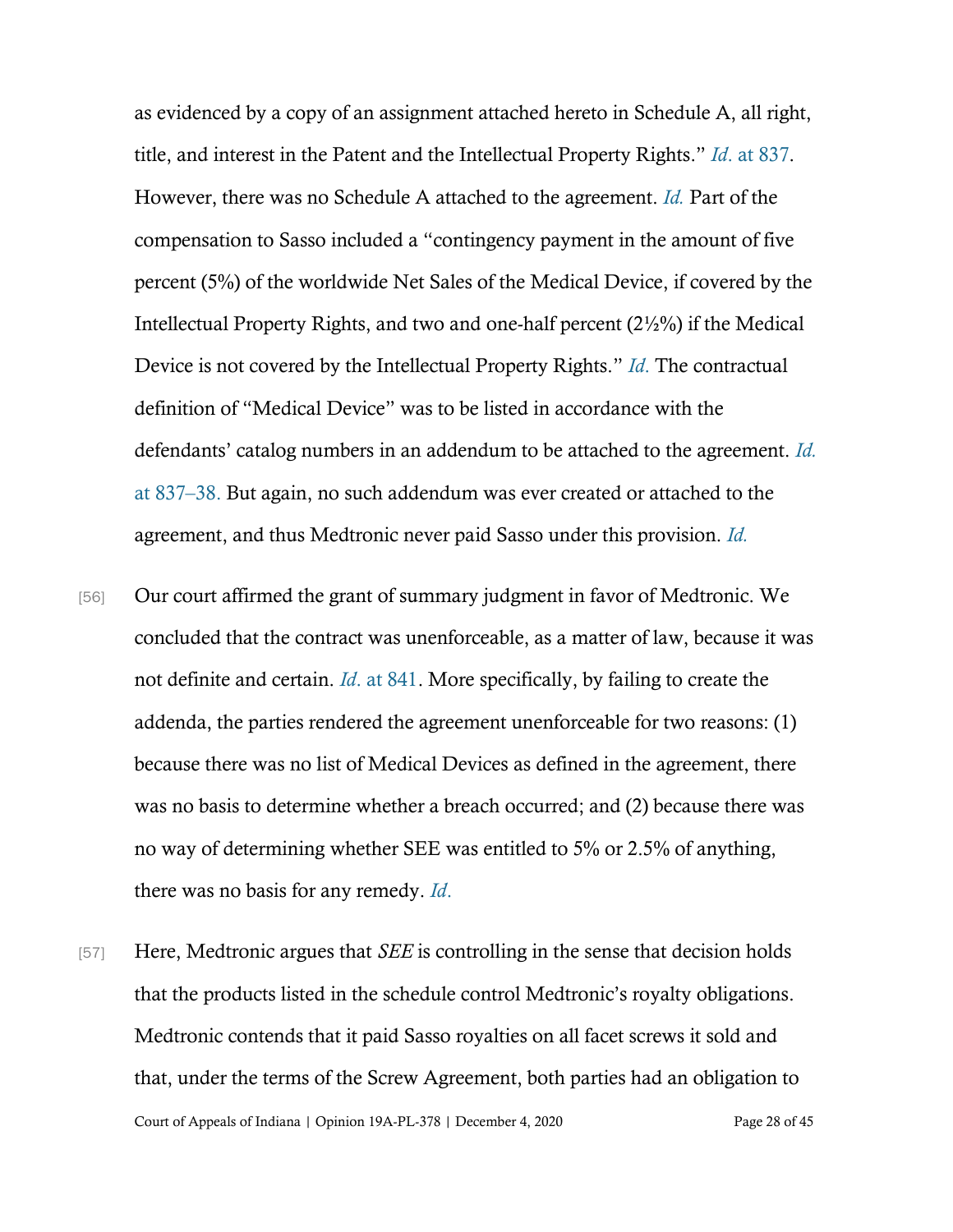as evidenced by a copy of an assignment attached hereto in Schedule A, all right, title, and interest in the Patent and the Intellectual Property Rights." *Id.* at 837. However, there was no Schedule A attached to the agreement. *Id.* Part of the compensation to Sasso included a "contingency payment in the amount of five percent (5%) of the worldwide Net Sales of the Medical Device, if covered by the Intellectual Property Rights, and two and one-half percent (2½%) if the Medical Device is not covered by the Intellectual Property Rights." *Id.* The contractual definition of "Medical Device" was to be listed in accordance with the defendants' catalog numbers in an addendum to be attached to the agreement. *Id.* at 837–38. But again, no such addendum was ever created or attached to the agreement, and thus Medtronic never paid Sasso under this provision. *Id.*

[56] Our court affirmed the grant of summary judgment in favor of Medtronic. We concluded that the contract was unenforceable, as a matter of law, because it was not definite and certain. *Id*. at 841. More specifically, by failing to create the addenda, the parties rendered the agreement unenforceable for two reasons: (1) because there was no list of Medical Devices as defined in the agreement, there was no basis to determine whether a breach occurred; and (2) because there was no way of determining whether SEE was entitled to 5% or 2.5% of anything, there was no basis for any remedy. *Id*.

[57] Here, Medtronic argues that *SEE* is controlling in the sense that decision holds that the products listed in the schedule control Medtronic's royalty obligations. Medtronic contends that it paid Sasso royalties on all facet screws it sold and that, under the terms of the Screw Agreement, both parties had an obligation to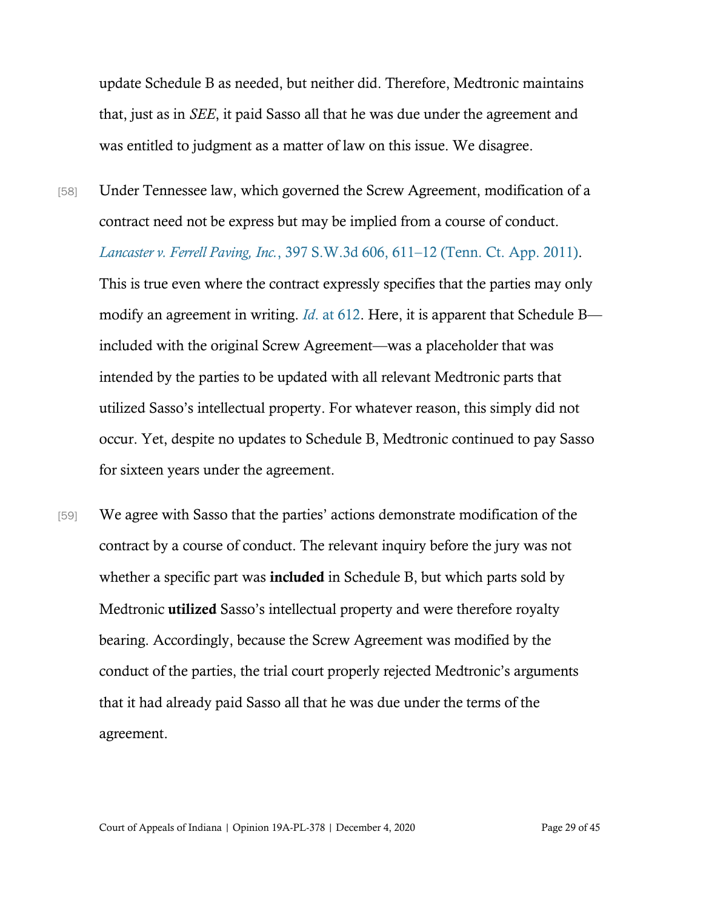update Schedule B as needed, but neither did. Therefore, Medtronic maintains that, just as in *SEE*, it paid Sasso all that he was due under the agreement and was entitled to judgment as a matter of law on this issue. We disagree.

[58] Under Tennessee law, which governed the Screw Agreement, modification of a contract need not be express but may be implied from a course of conduct. *Lancaster v. Ferrell Paving, Inc.*, 397 S.W.3d 606, 611–12 (Tenn. Ct. App. 2011). This is true even where the contract expressly specifies that the parties may only modify an agreement in writing. *Id.* at 612. Here, it is apparent that Schedule B—included with the original Screw Agreement—was a placeholder that was intended by the parties to be updated with all relevant Medtronic parts that utilized Sasso's intellectual property. For whatever reason, this simply did not occur. Yet, despite no updates to Schedule B, Medtronic continued to pay Sasso for sixteen years under the agreement.

[59] We agree with Sasso that the parties' actions demonstrate modification of the contract by a course of conduct. The relevant inquiry before the jury was not whether a specific part was **included** in Schedule B, but which parts sold by Medtronic **utilized** Sasso's intellectual property and were therefore royalty bearing. Accordingly, because the Screw Agreement was modified by the conduct of the parties, the trial court properly rejected Medtronic's arguments that it had already paid Sasso all that he was due under the terms of the agreement.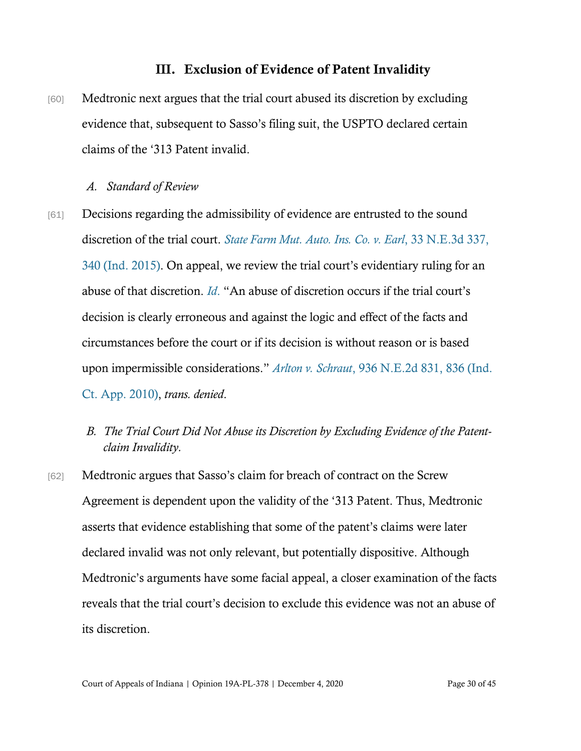## III. Exclusion of Evidence of Patent Invalidity

[60] Medtronic next argues that the trial court abused its discretion by excluding evidence that, subsequent to Sasso's filing suit, the USPTO declared certain claims of the '313 Patent invalid.

### *A. Standard of Review*

[61] Decisions regarding the admissibility of evidence are entrusted to the sound discretion of the trial court. *State Farm Mut. Auto. Ins. Co. v. Earl*, 33 N.E.3d 337, 340 (Ind. 2015). On appeal, we review the trial court's evidentiary ruling for an abuse of that discretion. *Id*. "An abuse of discretion occurs if the trial court's decision is clearly erroneous and against the logic and effect of the facts and circumstances before the court or if its decision is without reason or is based upon impermissible considerations." *Arlton v. Schraut*, 936 N.E.2d 831, 836 (Ind. Ct. App. 2010), *trans. denied*.

### *B. The Trial Court Did Not Abuse its Discretion by Excluding Evidence of the Patent-claim Invalidity.*

[62] Medtronic argues that Sasso's claim for breach of contract on the Screw Agreement is dependent upon the validity of the '313 Patent. Thus, Medtronic asserts that evidence establishing that some of the patent's claims were later declared invalid was not only relevant, but potentially dispositive. Although Medtronic's arguments have some facial appeal, a closer examination of the facts reveals that the trial court's decision to exclude this evidence was not an abuse of its discretion.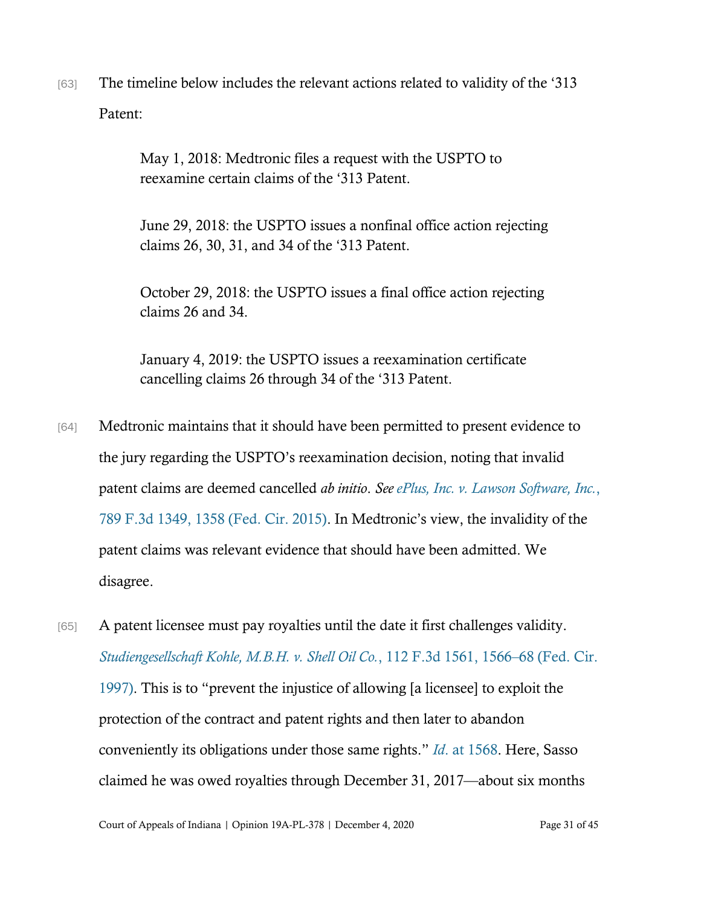[63] The timeline below includes the relevant actions related to validity of the '313 Patent:

> May 1, 2018: Medtronic files a request with the USPTO to reexamine certain claims of the '313 Patent.
>
> June 29, 2018: the USPTO issues a nonfinal office action rejecting claims 26, 30, 31, and 34 of the '313 Patent.
>
> October 29, 2018: the USPTO issues a final office action rejecting claims 26 and 34.
>
> January 4, 2019: the USPTO issues a reexamination certificate cancelling claims 26 through 34 of the '313 Patent.

[64] Medtronic maintains that it should have been permitted to present evidence to the jury regarding the USPTO's reexamination decision, noting that invalid patent claims are deemed cancelled *ab initio*. *See* ePlus, Inc. v. Lawson Software, Inc., 789 F.3d 1349, 1358 (Fed. Cir. 2015). In Medtronic's view, the invalidity of the patent claims was relevant evidence that should have been admitted. We disagree.

[65] A patent licensee must pay royalties until the date it first challenges validity. *Studiengesellschaft Kohle, M.B.H. v. Shell Oil Co.*, 112 F.3d 1561, 1566–68 (Fed. Cir. 1997). This is to "prevent the injustice of allowing [a licensee] to exploit the protection of the contract and patent rights and then later to abandon conveniently its obligations under those same rights." *Id.* at 1568. Here, Sasso claimed he was owed royalties through December 31, 2017—about six months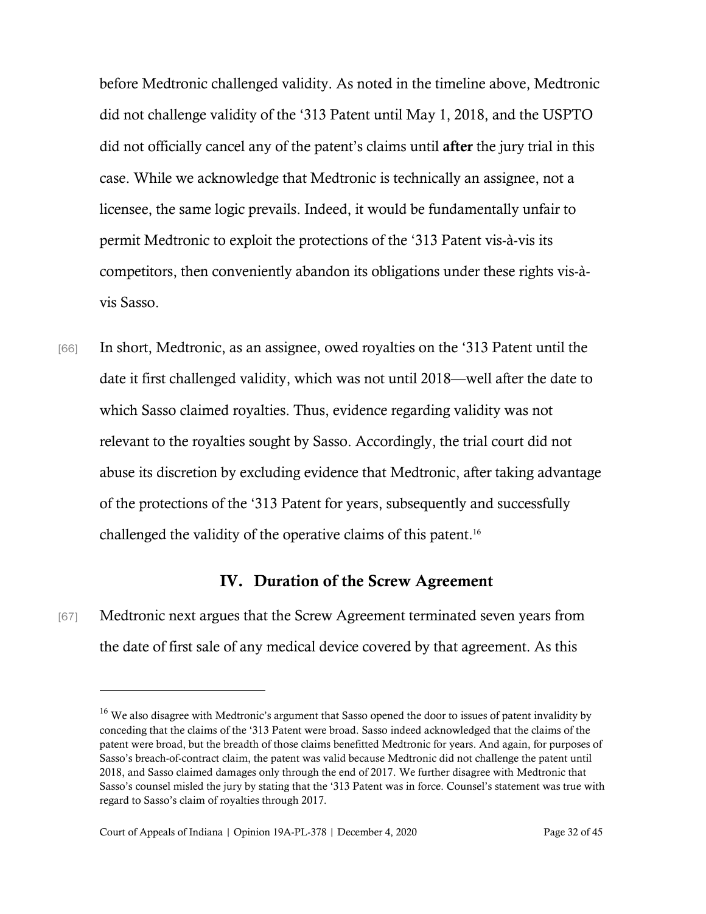before Medtronic challenged validity. As noted in the timeline above, Medtronic did not challenge validity of the '313 Patent until May 1, 2018, and the USPTO did not officially cancel any of the patent's claims until **after** the jury trial in this case. While we acknowledge that Medtronic is technically an assignee, not a licensee, the same logic prevails. Indeed, it would be fundamentally unfair to permit Medtronic to exploit the protections of the '313 Patent vis-à-vis its competitors, then conveniently abandon its obligations under these rights vis-à-vis Sasso.

[66] In short, Medtronic, as an assignee, owed royalties on the '313 Patent until the date it first challenged validity, which was not until 2018—well after the date to which Sasso claimed royalties. Thus, evidence regarding validity was not relevant to the royalties sought by Sasso. Accordingly, the trial court did not abuse its discretion by excluding evidence that Medtronic, after taking advantage of the protections of the '313 Patent for years, subsequently and successfully challenged the validity of the operative claims of this patent.[16]

## IV. Duration of the Screw Agreement

[67] Medtronic next argues that the Screw Agreement terminated seven years from the date of first sale of any medical device covered by that agreement. As this

---

[16] We also disagree with Medtronic's argument that Sasso opened the door to issues of patent invalidity by conceding that the claims of the '313 Patent were broad. Sasso indeed acknowledged that the claims of the patent were broad, but the breadth of those claims benefitted Medtronic for years. And again, for purposes of Sasso's breach-of-contract claim, the patent was valid because Medtronic did not challenge the patent until 2018, and Sasso claimed damages only through the end of 2017. We further disagree with Medtronic that Sasso's counsel misled the jury by stating that the '313 Patent was in force. Counsel's statement was true with regard to Sasso's claim of royalties through 2017.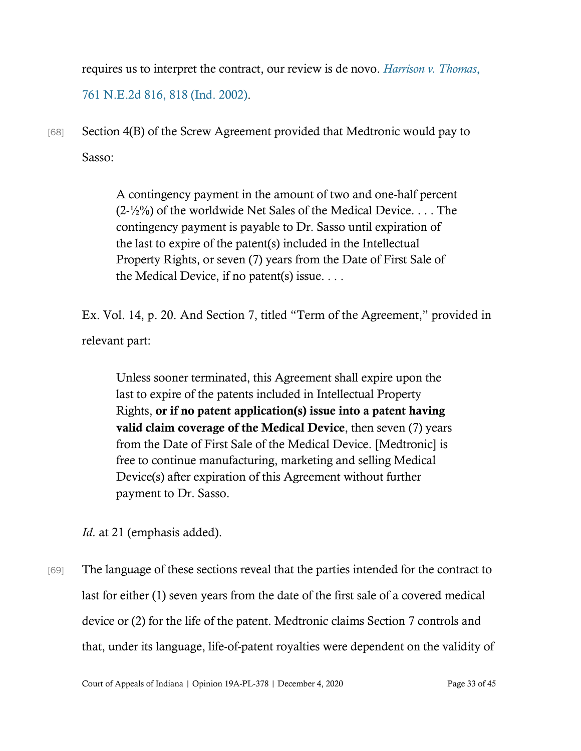requires us to interpret the contract, our review is de novo. *Harrison v. Thomas*, 761 N.E.2d 816, 818 (Ind. 2002).

[68] Section 4(B) of the Screw Agreement provided that Medtronic would pay to Sasso:

> A contingency payment in the amount of two and one-half percent (2-½%) of the worldwide Net Sales of the Medical Device. . . . The contingency payment is payable to Dr. Sasso until expiration of the last to expire of the patent(s) included in the Intellectual Property Rights, or seven (7) years from the Date of First Sale of the Medical Device, if no patent(s) issue. . . .

Ex. Vol. 14, p. 20. And Section 7, titled "Term of the Agreement," provided in relevant part:

> Unless sooner terminated, this Agreement shall expire upon the last to expire of the patents included in Intellectual Property Rights, **or if no patent application(s) issue into a patent having valid claim coverage of the Medical Device**, then seven (7) years from the Date of First Sale of the Medical Device. [Medtronic] is free to continue manufacturing, marketing and selling Medical Device(s) after expiration of this Agreement without further payment to Dr. Sasso.

*Id.* at 21 (emphasis added).

[69] The language of these sections reveal that the parties intended for the contract to last for either (1) seven years from the date of the first sale of a covered medical device or (2) for the life of the patent. Medtronic claims Section 7 controls and that, under its language, life-of-patent royalties were dependent on the validity of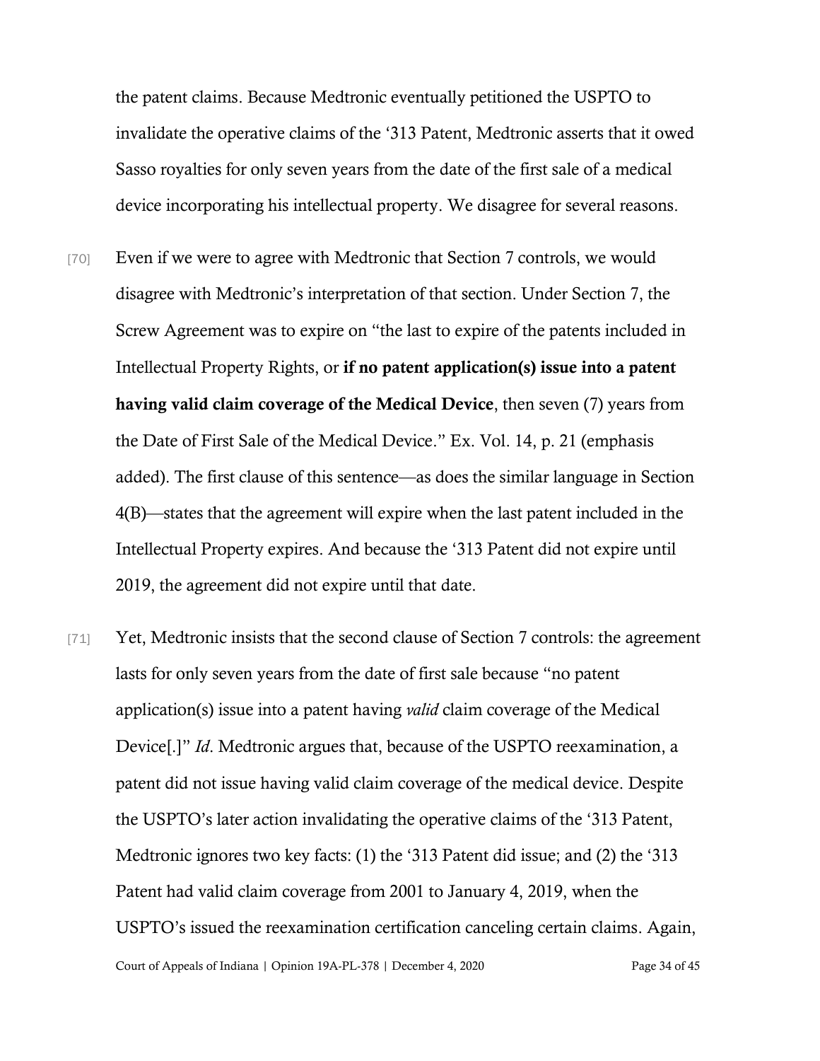the patent claims. Because Medtronic eventually petitioned the USPTO to invalidate the operative claims of the '313 Patent, Medtronic asserts that it owed Sasso royalties for only seven years from the date of the first sale of a medical device incorporating his intellectual property. We disagree for several reasons.

[70] Even if we were to agree with Medtronic that Section 7 controls, we would disagree with Medtronic's interpretation of that section. Under Section 7, the Screw Agreement was to expire on "the last to expire of the patents included in Intellectual Property Rights, or **if no patent application(s) issue into a patent having valid claim coverage of the Medical Device**, then seven (7) years from the Date of First Sale of the Medical Device." Ex. Vol. 14, p. 21 (emphasis added). The first clause of this sentence—as does the similar language in Section 4(B)—states that the agreement will expire when the last patent included in the Intellectual Property expires. And because the '313 Patent did not expire until 2019, the agreement did not expire until that date.

[71] Yet, Medtronic insists that the second clause of Section 7 controls: the agreement lasts for only seven years from the date of first sale because "no patent application(s) issue into a patent having *valid* claim coverage of the Medical Device[.]" *Id*. Medtronic argues that, because of the USPTO reexamination, a patent did not issue having valid claim coverage of the medical device. Despite the USPTO's later action invalidating the operative claims of the '313 Patent, Medtronic ignores two key facts: (1) the '313 Patent did issue; and (2) the '313 Patent had valid claim coverage from 2001 to January 4, 2019, when the USPTO's issued the reexamination certification canceling certain claims. Again,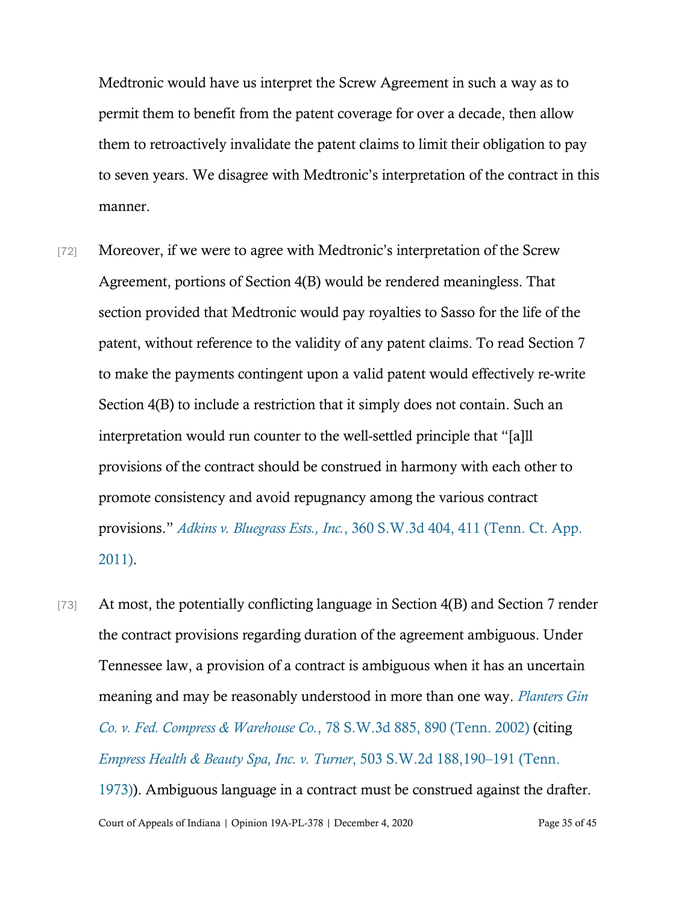Medtronic would have us interpret the Screw Agreement in such a way as to permit them to benefit from the patent coverage for over a decade, then allow them to retroactively invalidate the patent claims to limit their obligation to pay to seven years. We disagree with Medtronic's interpretation of the contract in this manner.

[72] Moreover, if we were to agree with Medtronic's interpretation of the Screw Agreement, portions of Section 4(B) would be rendered meaningless. That section provided that Medtronic would pay royalties to Sasso for the life of the patent, without reference to the validity of any patent claims. To read Section 7 to make the payments contingent upon a valid patent would effectively re-write Section 4(B) to include a restriction that it simply does not contain. Such an interpretation would run counter to the well-settled principle that "[a]ll provisions of the contract should be construed in harmony with each other to promote consistency and avoid repugnancy among the various contract provisions." *Adkins v. Bluegrass Ests., Inc.*, 360 S.W.3d 404, 411 (Tenn. Ct. App. 2011).

[73] At most, the potentially conflicting language in Section 4(B) and Section 7 render the contract provisions regarding duration of the agreement ambiguous. Under Tennessee law, a provision of a contract is ambiguous when it has an uncertain meaning and may be reasonably understood in more than one way. *Planters Gin Co. v. Fed. Compress & Warehouse Co.*, 78 S.W.3d 885, 890 (Tenn. 2002) (citing *Empress Health & Beauty Spa, Inc. v. Turner*, 503 S.W.2d 188,190–191 (Tenn. 1973)). Ambiguous language in a contract must be construed against the drafter.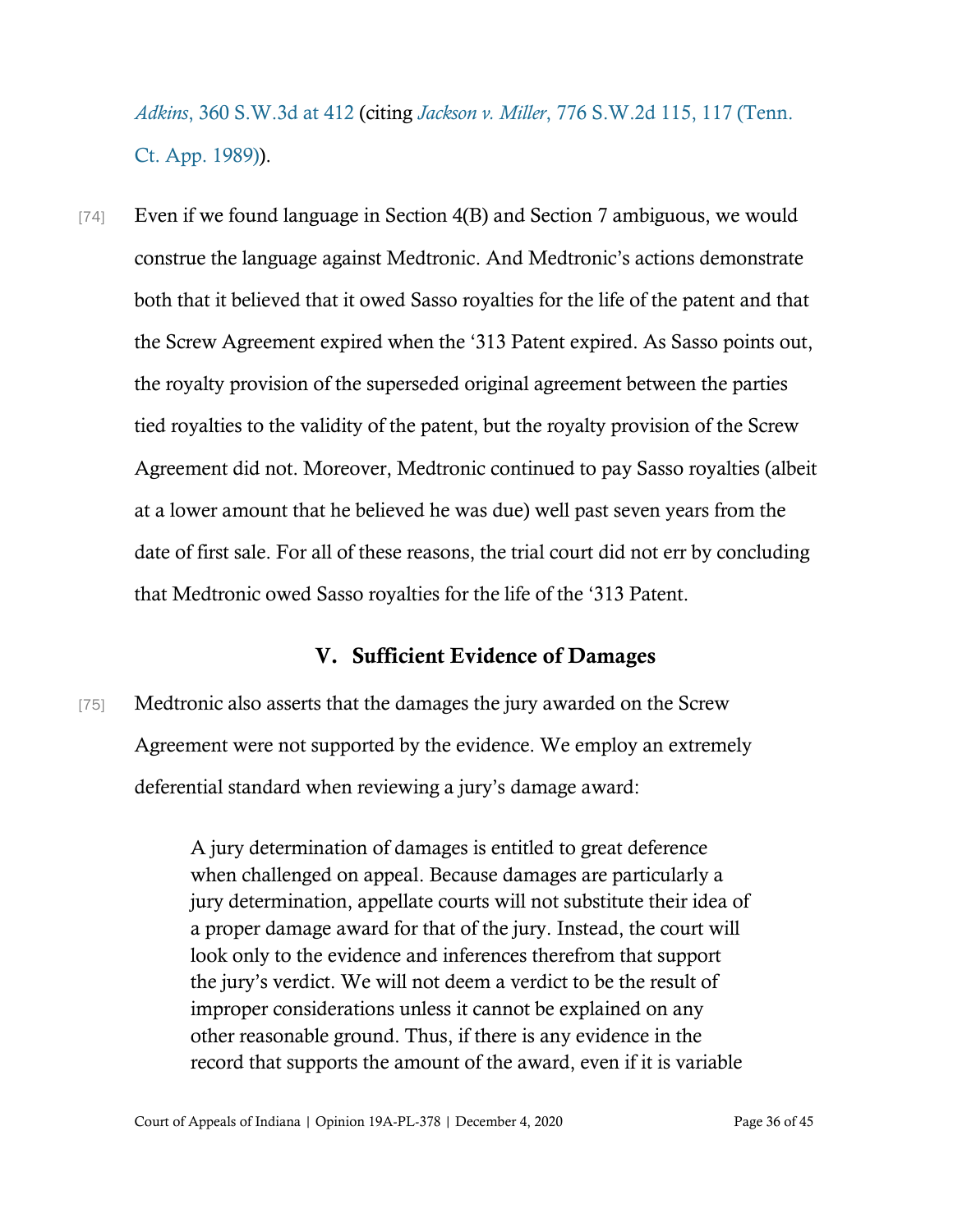*Adkins*, 360 S.W.3d at 412 (citing *Jackson v. Miller*, 776 S.W.2d 115, 117 (Tenn. Ct. App. 1989)).

[74] Even if we found language in Section 4(B) and Section 7 ambiguous, we would construe the language against Medtronic. And Medtronic's actions demonstrate both that it believed that it owed Sasso royalties for the life of the patent and that the Screw Agreement expired when the '313 Patent expired. As Sasso points out, the royalty provision of the superseded original agreement between the parties tied royalties to the validity of the patent, but the royalty provision of the Screw Agreement did not. Moreover, Medtronic continued to pay Sasso royalties (albeit at a lower amount that he believed he was due) well past seven years from the date of first sale. For all of these reasons, the trial court did not err by concluding that Medtronic owed Sasso royalties for the life of the '313 Patent.

## V. Sufficient Evidence of Damages

[75] Medtronic also asserts that the damages the jury awarded on the Screw Agreement were not supported by the evidence. We employ an extremely deferential standard when reviewing a jury's damage award:

> A jury determination of damages is entitled to great deference when challenged on appeal. Because damages are particularly a jury determination, appellate courts will not substitute their idea of a proper damage award for that of the jury. Instead, the court will look only to the evidence and inferences therefrom that support the jury's verdict. We will not deem a verdict to be the result of improper considerations unless it cannot be explained on any other reasonable ground. Thus, if there is any evidence in the record that supports the amount of the award, even if it is variable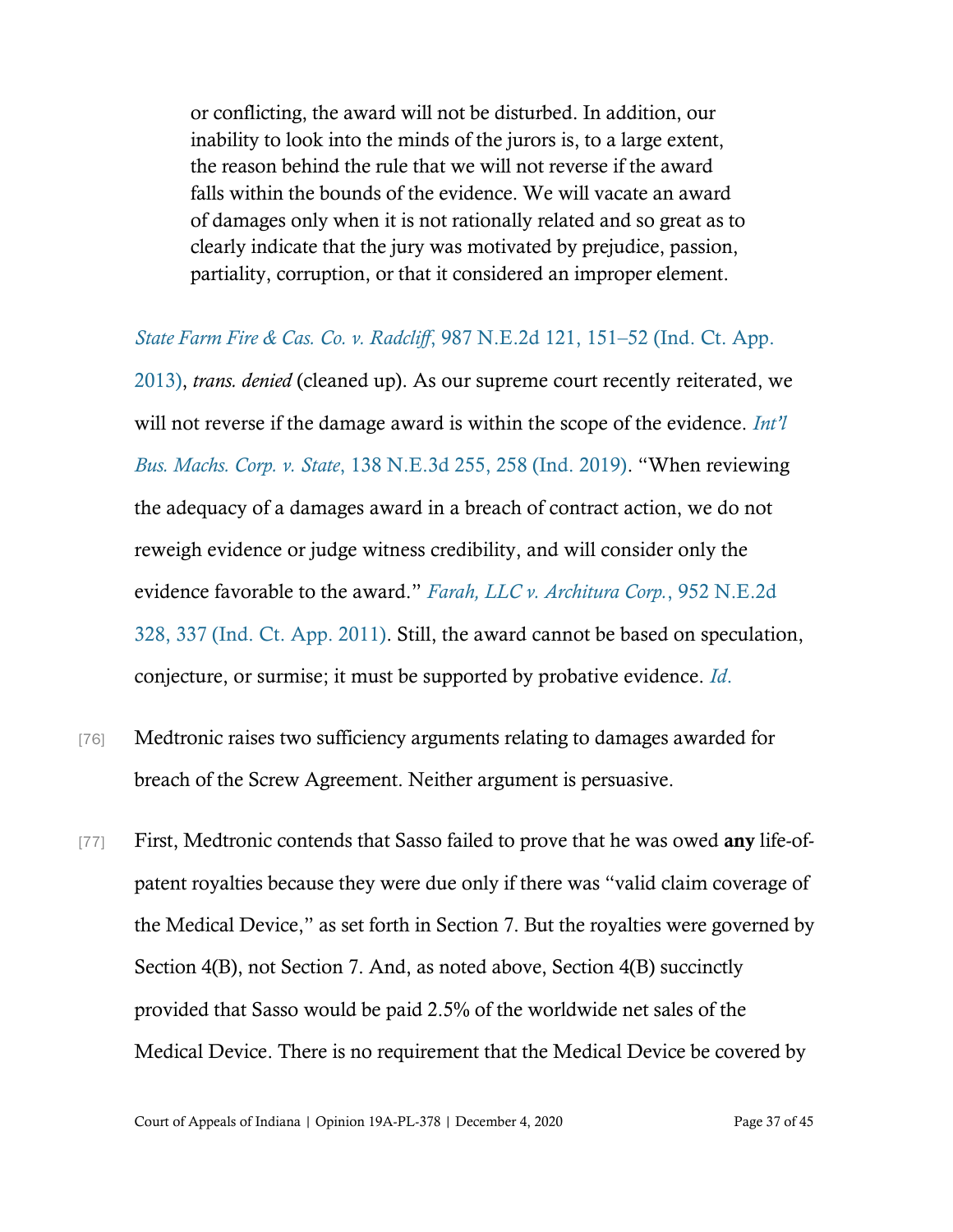> or conflicting, the award will not be disturbed. In addition, our inability to look into the minds of the jurors is, to a large extent, the reason behind the rule that we will not reverse if the award falls within the bounds of the evidence. We will vacate an award of damages only when it is not rationally related and so great as to clearly indicate that the jury was motivated by prejudice, passion, partiality, corruption, or that it considered an improper element.

*State Farm Fire & Cas. Co. v. Radcliff*, 987 N.E.2d 121, 151–52 (Ind. Ct. App. 2013), *trans. denied* (cleaned up). As our supreme court recently reiterated, we will not reverse if the damage award is within the scope of the evidence. *Int'l Bus. Machs. Corp. v. State*, 138 N.E.3d 255, 258 (Ind. 2019). "When reviewing the adequacy of a damages award in a breach of contract action, we do not reweigh evidence or judge witness credibility, and will consider only the evidence favorable to the award." *Farah, LLC v. Architura Corp.*, 952 N.E.2d 328, 337 (Ind. Ct. App. 2011). Still, the award cannot be based on speculation, conjecture, or surmise; it must be supported by probative evidence. *Id.*

[76] Medtronic raises two sufficiency arguments relating to damages awarded for breach of the Screw Agreement. Neither argument is persuasive.

[77] First, Medtronic contends that Sasso failed to prove that he was owed **any** life-of-patent royalties because they were due only if there was "valid claim coverage of the Medical Device," as set forth in Section 7. But the royalties were governed by Section 4(B), not Section 7. And, as noted above, Section 4(B) succinctly provided that Sasso would be paid 2.5% of the worldwide net sales of the Medical Device. There is no requirement that the Medical Device be covered by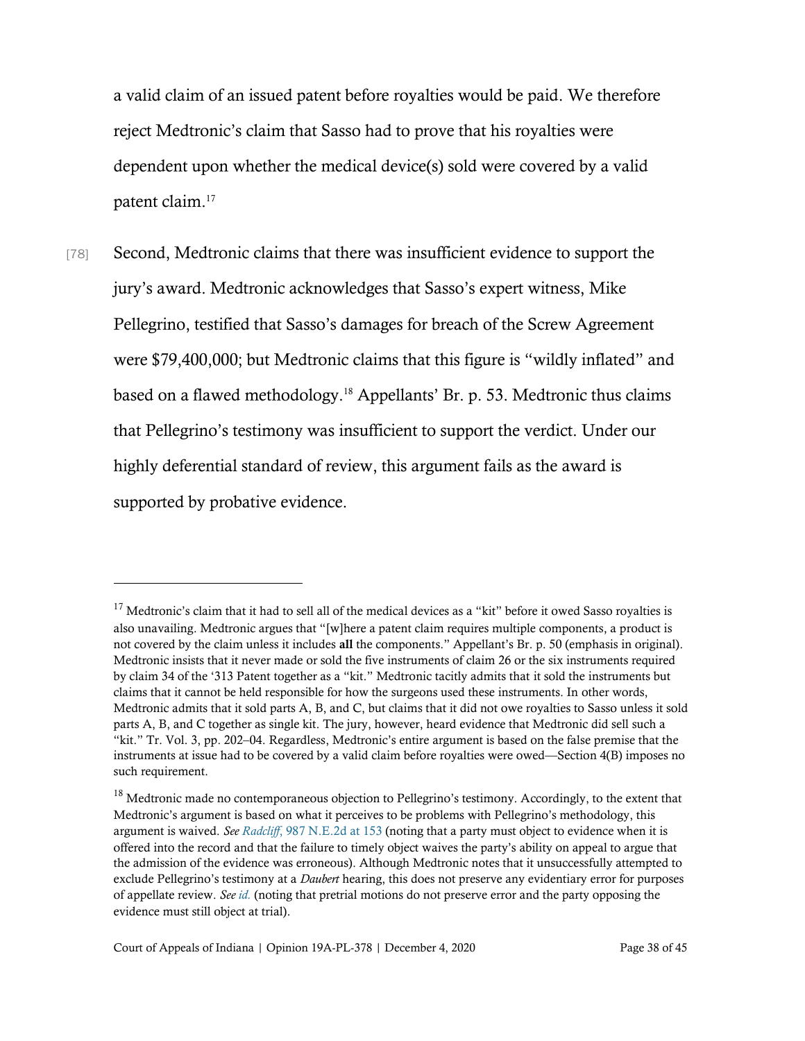a valid claim of an issued patent before royalties would be paid. We therefore reject Medtronic's claim that Sasso had to prove that his royalties were dependent upon whether the medical device(s) sold were covered by a valid patent claim.[17]

[78] Second, Medtronic claims that there was insufficient evidence to support the jury's award. Medtronic acknowledges that Sasso's expert witness, Mike Pellegrino, testified that Sasso's damages for breach of the Screw Agreement were $79,400,000; but Medtronic claims that this figure is "wildly inflated" and based on a flawed methodology.[18] Appellants' Br. p. 53. Medtronic thus claims that Pellegrino's testimony was insufficient to support the verdict. Under our highly deferential standard of review, this argument fails as the award is supported by probative evidence.

---

[17] Medtronic's claim that it had to sell all of the medical devices as a "kit" before it owed Sasso royalties is also unavailing. Medtronic argues that "[w]here a patent claim requires multiple components, a product is not covered by the claim unless it includes **all** the components." Appellant's Br. p. 50 (emphasis in original). Medtronic insists that it never made or sold the five instruments of claim 26 or the six instruments required by claim 34 of the '313 Patent together as a "kit." Medtronic tacitly admits that it sold the instruments but claims that it cannot be held responsible for how the surgeons used these instruments. In other words, Medtronic admits that it sold parts A, B, and C, but claims that it did not owe royalties to Sasso unless it sold parts A, B, and C together as single kit. The jury, however, heard evidence that Medtronic did sell such a "kit." Tr. Vol. 3, pp. 202–04. Regardless, Medtronic's entire argument is based on the false premise that the instruments at issue had to be covered by a valid claim before royalties were owed—Section 4(B) imposes no such requirement.

[18] Medtronic made no contemporaneous objection to Pellegrino's testimony. Accordingly, to the extent that Medtronic's argument is based on what it perceives to be problems with Pellegrino's methodology, this argument is waived. *See Radcliff*, 987 N.E.2d at 153 (noting that a party must object to evidence when it is offered into the record and that the failure to timely object waives the party's ability on appeal to argue that the admission of the evidence was erroneous). Although Medtronic notes that it unsuccessfully attempted to exclude Pellegrino's testimony at a *Daubert* hearing, this does not preserve any evidentiary error for purposes of appellate review. *See id.* (noting that pretrial motions do not preserve error and the party opposing the evidence must still object at trial).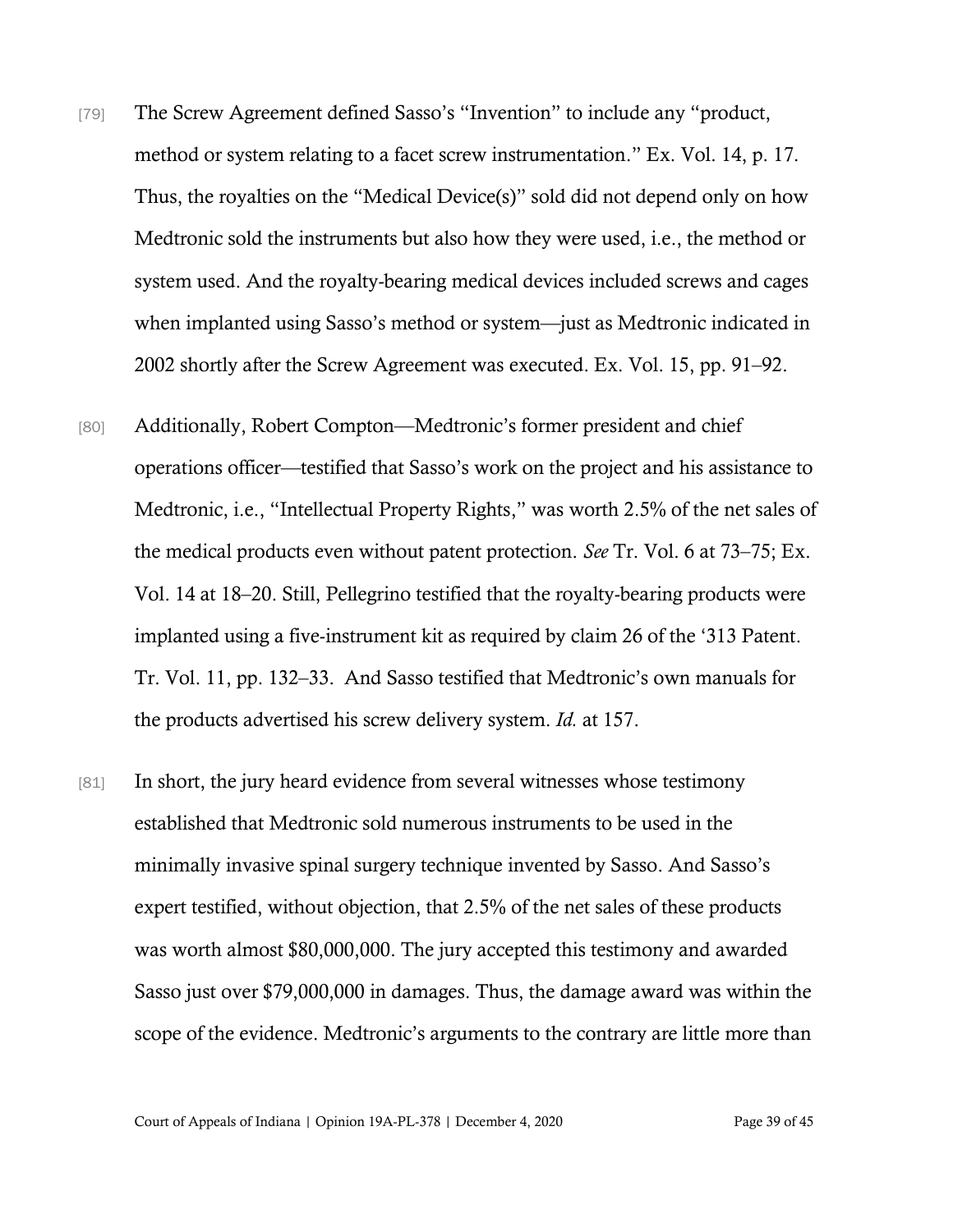[79] The Screw Agreement defined Sasso's "Invention" to include any "product, method or system relating to a facet screw instrumentation." Ex. Vol. 14, p. 17. Thus, the royalties on the "Medical Device(s)" sold did not depend only on how Medtronic sold the instruments but also how they were used, i.e., the method or system used. And the royalty-bearing medical devices included screws and cages when implanted using Sasso's method or system—just as Medtronic indicated in 2002 shortly after the Screw Agreement was executed. Ex. Vol. 15, pp. 91–92.

[80] Additionally, Robert Compton—Medtronic's former president and chief operations officer—testified that Sasso's work on the project and his assistance to Medtronic, i.e., "Intellectual Property Rights," was worth 2.5% of the net sales of the medical products even without patent protection. *See* Tr. Vol. 6 at 73–75; Ex. Vol. 14 at 18–20. Still, Pellegrino testified that the royalty-bearing products were implanted using a five-instrument kit as required by claim 26 of the '313 Patent. Tr. Vol. 11, pp. 132–33. And Sasso testified that Medtronic's own manuals for the products advertised his screw delivery system. *Id.* at 157.

[81] In short, the jury heard evidence from several witnesses whose testimony established that Medtronic sold numerous instruments to be used in the minimally invasive spinal surgery technique invented by Sasso. And Sasso's expert testified, without objection, that 2.5% of the net sales of these products was worth almost $80,000,000. The jury accepted this testimony and awarded Sasso just over $79,000,000 in damages. Thus, the damage award was within the scope of the evidence. Medtronic's arguments to the contrary are little more than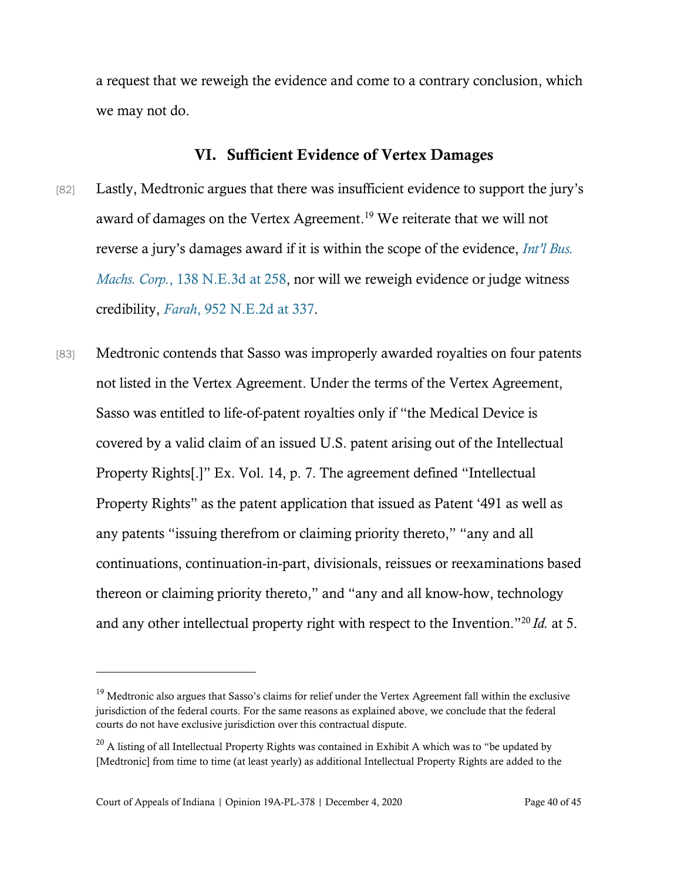a request that we reweigh the evidence and come to a contrary conclusion, which we may not do.

## VI. Sufficient Evidence of Vertex Damages

[82] Lastly, Medtronic argues that there was insufficient evidence to support the jury's award of damages on the Vertex Agreement.[19] We reiterate that we will not reverse a jury's damages award if it is within the scope of the evidence, *Int'l Bus. Machs. Corp.*, 138 N.E.3d at 258, nor will we reweigh evidence or judge witness credibility, *Farah*, 952 N.E.2d at 337.

[83] Medtronic contends that Sasso was improperly awarded royalties on four patents not listed in the Vertex Agreement. Under the terms of the Vertex Agreement, Sasso was entitled to life-of-patent royalties only if "the Medical Device is covered by a valid claim of an issued U.S. patent arising out of the Intellectual Property Rights[.]" Ex. Vol. 14, p. 7. The agreement defined "Intellectual Property Rights" as the patent application that issued as Patent '491 as well as any patents "issuing therefrom or claiming priority thereto," "any and all continuations, continuation-in-part, divisionals, reissues or reexaminations based thereon or claiming priority thereto," and "any and all know-how, technology and any other intellectual property right with respect to the Invention."[20] *Id.* at 5.

---

[19] Medtronic also argues that Sasso's claims for relief under the Vertex Agreement fall within the exclusive jurisdiction of the federal courts. For the same reasons as explained above, we conclude that the federal courts do not have exclusive jurisdiction over this contractual dispute.

[20] A listing of all Intellectual Property Rights was contained in Exhibit A which was to "be updated by [Medtronic] from time to time (at least yearly) as additional Intellectual Property Rights are added to the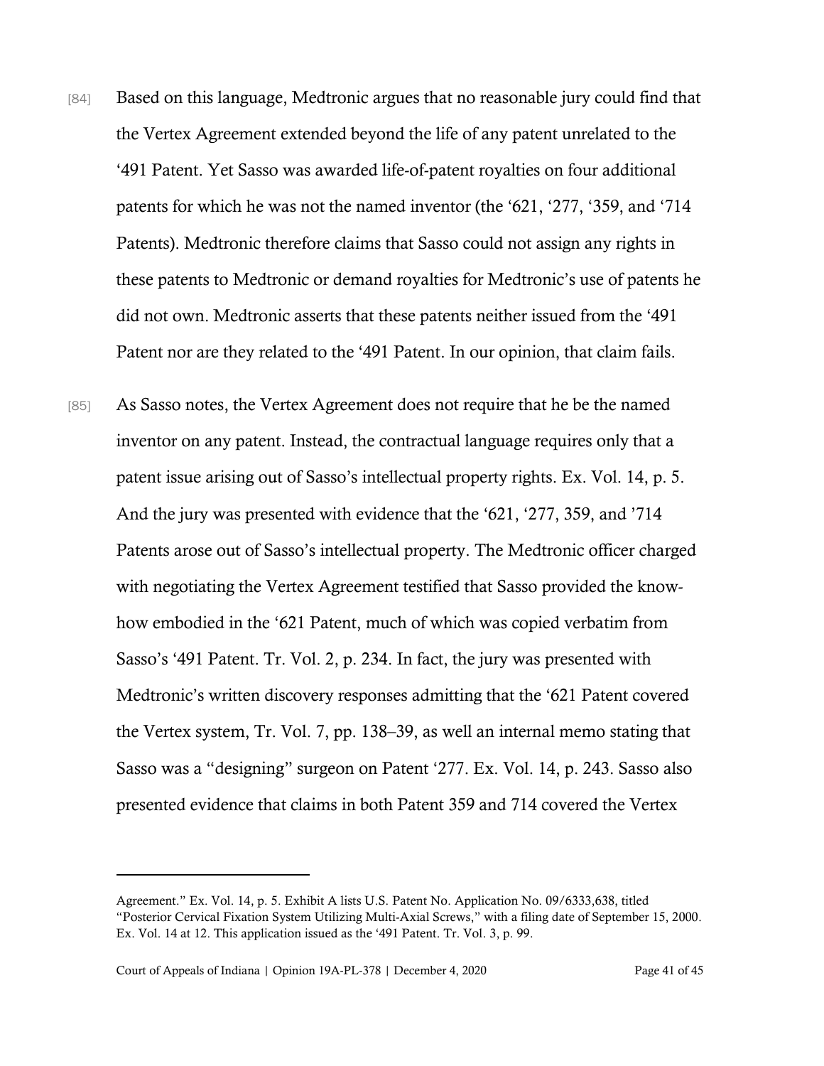[84] Based on this language, Medtronic argues that no reasonable jury could find that the Vertex Agreement extended beyond the life of any patent unrelated to the '491 Patent. Yet Sasso was awarded life-of-patent royalties on four additional patents for which he was not the named inventor (the '621, '277, '359, and '714 Patents). Medtronic therefore claims that Sasso could not assign any rights in these patents to Medtronic or demand royalties for Medtronic's use of patents he did not own. Medtronic asserts that these patents neither issued from the '491 Patent nor are they related to the '491 Patent. In our opinion, that claim fails.

[85] As Sasso notes, the Vertex Agreement does not require that he be the named inventor on any patent. Instead, the contractual language requires only that a patent issue arising out of Sasso's intellectual property rights. Ex. Vol. 14, p. 5. And the jury was presented with evidence that the '621, '277, 359, and '714 Patents arose out of Sasso's intellectual property. The Medtronic officer charged with negotiating the Vertex Agreement testified that Sasso provided the know-how embodied in the '621 Patent, much of which was copied verbatim from Sasso's '491 Patent. Tr. Vol. 2, p. 234. In fact, the jury was presented with Medtronic's written discovery responses admitting that the '621 Patent covered the Vertex system, Tr. Vol. 7, pp. 138–39, as well an internal memo stating that Sasso was a "designing" surgeon on Patent '277. Ex. Vol. 14, p. 243. Sasso also presented evidence that claims in both Patent 359 and 714 covered the Vertex

---

Agreement." Ex. Vol. 14, p. 5. Exhibit A lists U.S. Patent No. Application No. 09/6333,638, titled "Posterior Cervical Fixation System Utilizing Multi-Axial Screws," with a filing date of September 15, 2000. Ex. Vol. 14 at 12. This application issued as the '491 Patent. Tr. Vol. 3, p. 99.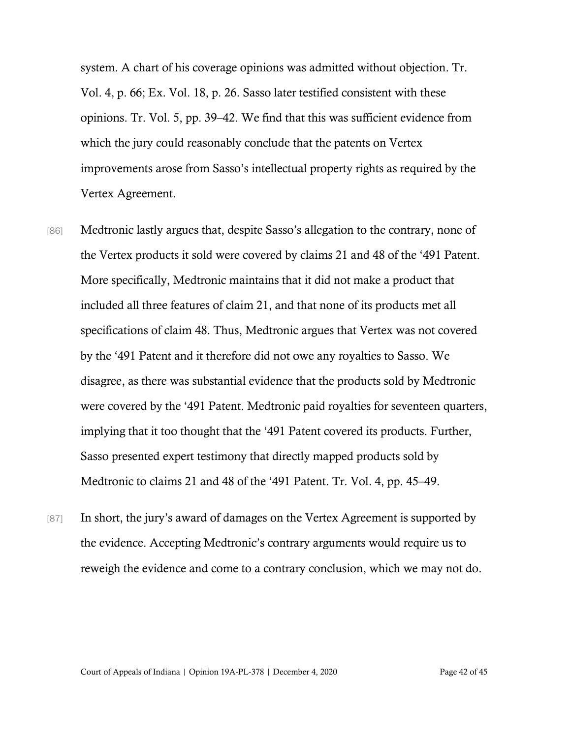system. A chart of his coverage opinions was admitted without objection. Tr. Vol. 4, p. 66; Ex. Vol. 18, p. 26. Sasso later testified consistent with these opinions. Tr. Vol. 5, pp. 39–42. We find that this was sufficient evidence from which the jury could reasonably conclude that the patents on Vertex improvements arose from Sasso's intellectual property rights as required by the Vertex Agreement.

[86] Medtronic lastly argues that, despite Sasso's allegation to the contrary, none of the Vertex products it sold were covered by claims 21 and 48 of the '491 Patent. More specifically, Medtronic maintains that it did not make a product that included all three features of claim 21, and that none of its products met all specifications of claim 48. Thus, Medtronic argues that Vertex was not covered by the '491 Patent and it therefore did not owe any royalties to Sasso. We disagree, as there was substantial evidence that the products sold by Medtronic were covered by the '491 Patent. Medtronic paid royalties for seventeen quarters, implying that it too thought that the '491 Patent covered its products. Further, Sasso presented expert testimony that directly mapped products sold by Medtronic to claims 21 and 48 of the '491 Patent. Tr. Vol. 4, pp. 45–49.

[87] In short, the jury's award of damages on the Vertex Agreement is supported by the evidence. Accepting Medtronic's contrary arguments would require us to reweigh the evidence and come to a contrary conclusion, which we may not do.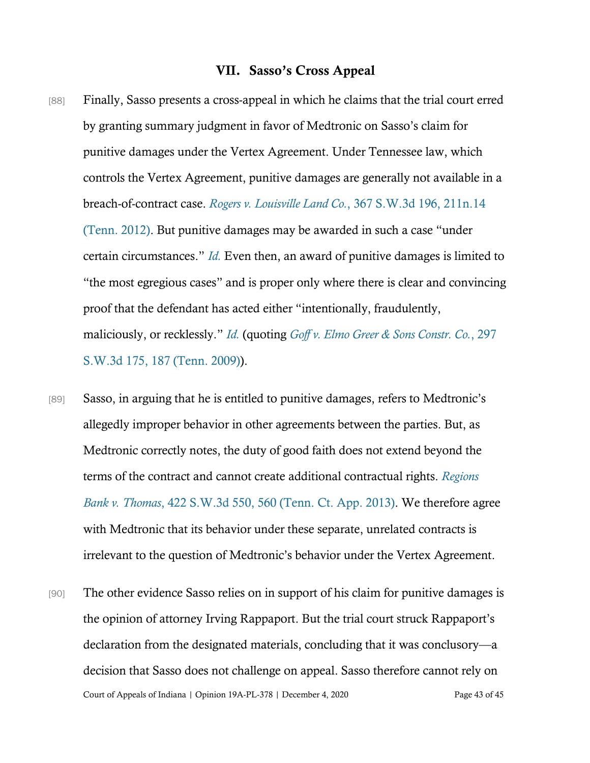## VII. Sasso's Cross Appeal

[88] Finally, Sasso presents a cross-appeal in which he claims that the trial court erred by granting summary judgment in favor of Medtronic on Sasso's claim for punitive damages under the Vertex Agreement. Under Tennessee law, which controls the Vertex Agreement, punitive damages are generally not available in a breach-of-contract case. *Rogers v. Louisville Land Co.*, 367 S.W.3d 196, 211n.14 (Tenn. 2012). But punitive damages may be awarded in such a case "under certain circumstances." *Id.* Even then, an award of punitive damages is limited to "the most egregious cases" and is proper only where there is clear and convincing proof that the defendant has acted either "intentionally, fraudulently, maliciously, or recklessly." *Id.* (quoting *Goff v. Elmo Greer & Sons Constr. Co.*, 297 S.W.3d 175, 187 (Tenn. 2009)).

[89] Sasso, in arguing that he is entitled to punitive damages, refers to Medtronic's allegedly improper behavior in other agreements between the parties. But, as Medtronic correctly notes, the duty of good faith does not extend beyond the terms of the contract and cannot create additional contractual rights. *Regions Bank v. Thomas*, 422 S.W.3d 550, 560 (Tenn. Ct. App. 2013). We therefore agree with Medtronic that its behavior under these separate, unrelated contracts is irrelevant to the question of Medtronic's behavior under the Vertex Agreement.

[90] The other evidence Sasso relies on in support of his claim for punitive damages is the opinion of attorney Irving Rappaport. But the trial court struck Rappaport's declaration from the designated materials, concluding that it was conclusory—a decision that Sasso does not challenge on appeal. Sasso therefore cannot rely on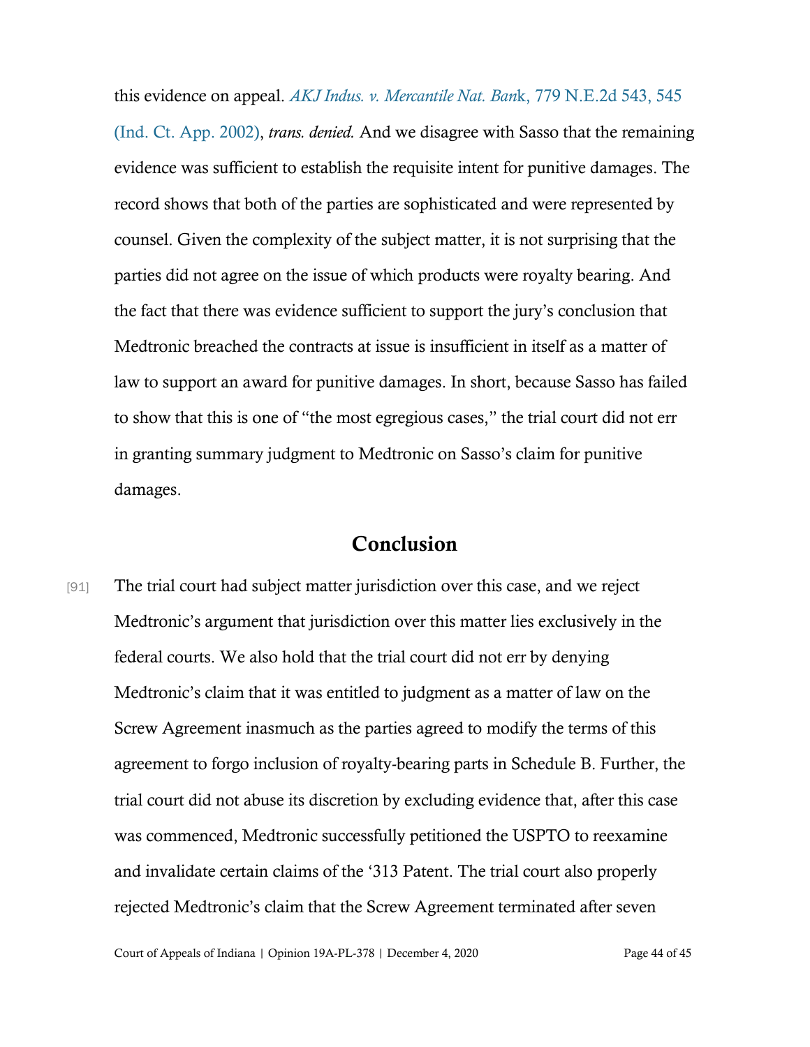this evidence on appeal. *AKJ Indus. v. Mercantile Nat. Ban*k, 779 N.E.2d 543, 545 (Ind. Ct. App. 2002), *trans. denied.* And we disagree with Sasso that the remaining evidence was sufficient to establish the requisite intent for punitive damages. The record shows that both of the parties are sophisticated and were represented by counsel. Given the complexity of the subject matter, it is not surprising that the parties did not agree on the issue of which products were royalty bearing. And the fact that there was evidence sufficient to support the jury's conclusion that Medtronic breached the contracts at issue is insufficient in itself as a matter of law to support an award for punitive damages. In short, because Sasso has failed to show that this is one of "the most egregious cases," the trial court did not err in granting summary judgment to Medtronic on Sasso's claim for punitive damages.

## Conclusion

[91] The trial court had subject matter jurisdiction over this case, and we reject Medtronic's argument that jurisdiction over this matter lies exclusively in the federal courts. We also hold that the trial court did not err by denying Medtronic's claim that it was entitled to judgment as a matter of law on the Screw Agreement inasmuch as the parties agreed to modify the terms of this agreement to forgo inclusion of royalty-bearing parts in Schedule B. Further, the trial court did not abuse its discretion by excluding evidence that, after this case was commenced, Medtronic successfully petitioned the USPTO to reexamine and invalidate certain claims of the '313 Patent. The trial court also properly rejected Medtronic's claim that the Screw Agreement terminated after seven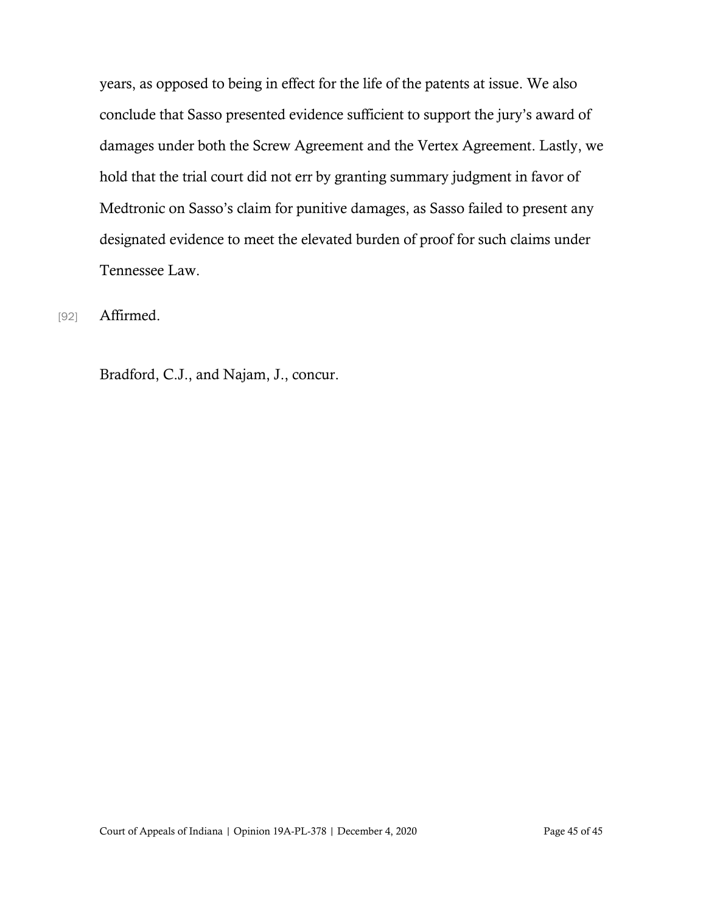years, as opposed to being in effect for the life of the patents at issue. We also conclude that Sasso presented evidence sufficient to support the jury's award of damages under both the Screw Agreement and the Vertex Agreement. Lastly, we hold that the trial court did not err by granting summary judgment in favor of Medtronic on Sasso's claim for punitive damages, as Sasso failed to present any designated evidence to meet the elevated burden of proof for such claims under Tennessee Law.

[92] Affirmed.

Bradford, C.J., and Najam, J., concur.